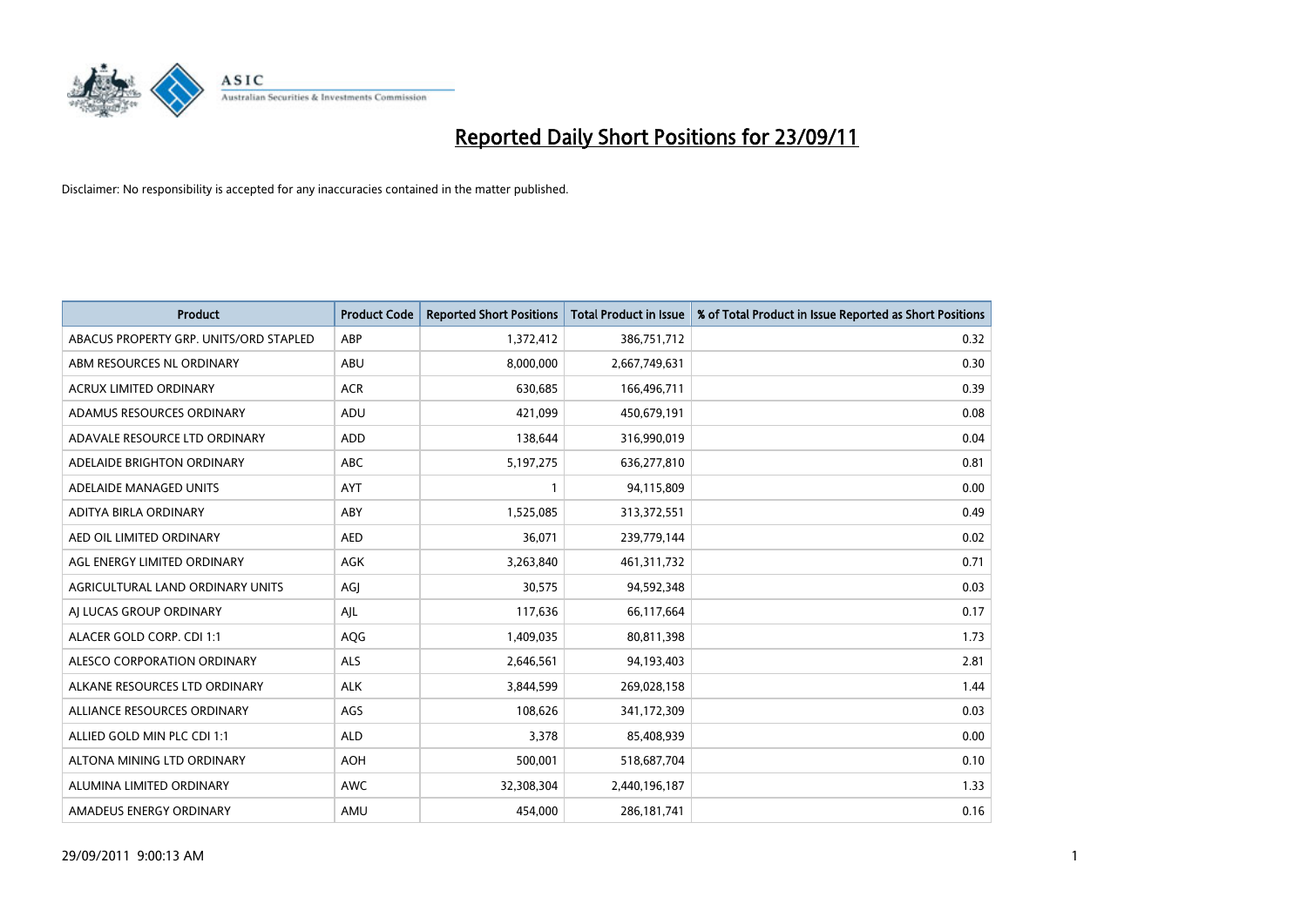# Reported Daily Short Positions for 23/09/11

Disclaimer: No responsibility is accepted for any inaccuracies contained in the matter published.

| Product | Product Code | Reported Short Positions | Total Product in Issue | % of Total Product in Issue Reported as Short Positions |
|---|---|---|---|---|
| ABACUS PROPERTY GRP. UNITS/ORD STAPLED | ABP | 1,372,412 | 386,751,712 | 0.32 |
| ABM RESOURCES NL ORDINARY | ABU | 8,000,000 | 2,667,749,631 | 0.30 |
| ACRUX LIMITED ORDINARY | ACR | 630,685 | 166,496,711 | 0.39 |
| ADAMUS RESOURCES ORDINARY | ADU | 421,099 | 450,679,191 | 0.08 |
| ADAVALE RESOURCE LTD ORDINARY | ADD | 138,644 | 316,990,019 | 0.04 |
| ADELAIDE BRIGHTON ORDINARY | ABC | 5,197,275 | 636,277,810 | 0.81 |
| ADELAIDE MANAGED UNITS | AYT | 1 | 94,115,809 | 0.00 |
| ADITYA BIRLA ORDINARY | ABY | 1,525,085 | 313,372,551 | 0.49 |
| AED OIL LIMITED ORDINARY | AED | 36,071 | 239,779,144 | 0.02 |
| AGL ENERGY LIMITED ORDINARY | AGK | 3,263,840 | 461,311,732 | 0.71 |
| AGRICULTURAL LAND ORDINARY UNITS | AGJ | 30,575 | 94,592,348 | 0.03 |
| AJ LUCAS GROUP ORDINARY | AJL | 117,636 | 66,117,664 | 0.17 |
| ALACER GOLD CORP. CDI 1:1 | AQG | 1,409,035 | 80,811,398 | 1.73 |
| ALESCO CORPORATION ORDINARY | ALS | 2,646,561 | 94,193,403 | 2.81 |
| ALKANE RESOURCES LTD ORDINARY | ALK | 3,844,599 | 269,028,158 | 1.44 |
| ALLIANCE RESOURCES ORDINARY | AGS | 108,626 | 341,172,309 | 0.03 |
| ALLIED GOLD MIN PLC CDI 1:1 | ALD | 3,378 | 85,408,939 | 0.00 |
| ALTONA MINING LTD ORDINARY | AOH | 500,001 | 518,687,704 | 0.10 |
| ALUMINA LIMITED ORDINARY | AWC | 32,308,304 | 2,440,196,187 | 1.33 |
| AMADEUS ENERGY ORDINARY | AMU | 454,000 | 286,181,741 | 0.16 |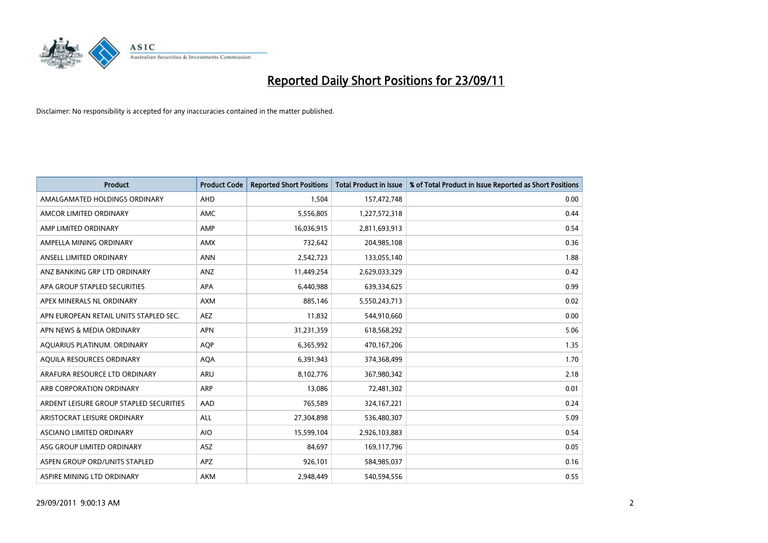# Reported Daily Short Positions for 23/09/11

Disclaimer: No responsibility is accepted for any inaccuracies contained in the matter published.

| Product | Product Code | Reported Short Positions | Total Product in Issue | % of Total Product in Issue Reported as Short Positions |
|---|---|---|---|---|
| AMALGAMATED HOLDINGS ORDINARY | AHD | 1,504 | 157,472,748 | 0.00 |
| AMCOR LIMITED ORDINARY | AMC | 5,556,805 | 1,227,572,318 | 0.44 |
| AMP LIMITED ORDINARY | AMP | 16,036,915 | 2,811,693,913 | 0.54 |
| AMPELLA MINING ORDINARY | AMX | 732,642 | 204,985,108 | 0.36 |
| ANSELL LIMITED ORDINARY | ANN | 2,542,723 | 133,055,140 | 1.88 |
| ANZ BANKING GRP LTD ORDINARY | ANZ | 11,449,254 | 2,629,033,329 | 0.42 |
| APA GROUP STAPLED SECURITIES | APA | 6,440,988 | 639,334,625 | 0.99 |
| APEX MINERALS NL ORDINARY | AXM | 885,146 | 5,550,243,713 | 0.02 |
| APN EUROPEAN RETAIL UNITS STAPLED SEC. | AEZ | 11,832 | 544,910,660 | 0.00 |
| APN NEWS & MEDIA ORDINARY | APN | 31,231,359 | 618,568,292 | 5.06 |
| AQUARIUS PLATINUM. ORDINARY | AQP | 6,365,992 | 470,167,206 | 1.35 |
| AQUILA RESOURCES ORDINARY | AQA | 6,391,943 | 374,368,499 | 1.70 |
| ARAFURA RESOURCE LTD ORDINARY | ARU | 8,102,776 | 367,980,342 | 2.18 |
| ARB CORPORATION ORDINARY | ARP | 13,086 | 72,481,302 | 0.01 |
| ARDENT LEISURE GROUP STAPLED SECURITIES | AAD | 765,589 | 324,167,221 | 0.24 |
| ARISTOCRAT LEISURE ORDINARY | ALL | 27,304,898 | 536,480,307 | 5.09 |
| ASCIANO LIMITED ORDINARY | AIO | 15,599,104 | 2,926,103,883 | 0.54 |
| ASG GROUP LIMITED ORDINARY | ASZ | 84,697 | 169,117,796 | 0.05 |
| ASPEN GROUP ORD/UNITS STAPLED | APZ | 926,101 | 584,985,037 | 0.16 |
| ASPIRE MINING LTD ORDINARY | AKM | 2,948,449 | 540,594,556 | 0.55 |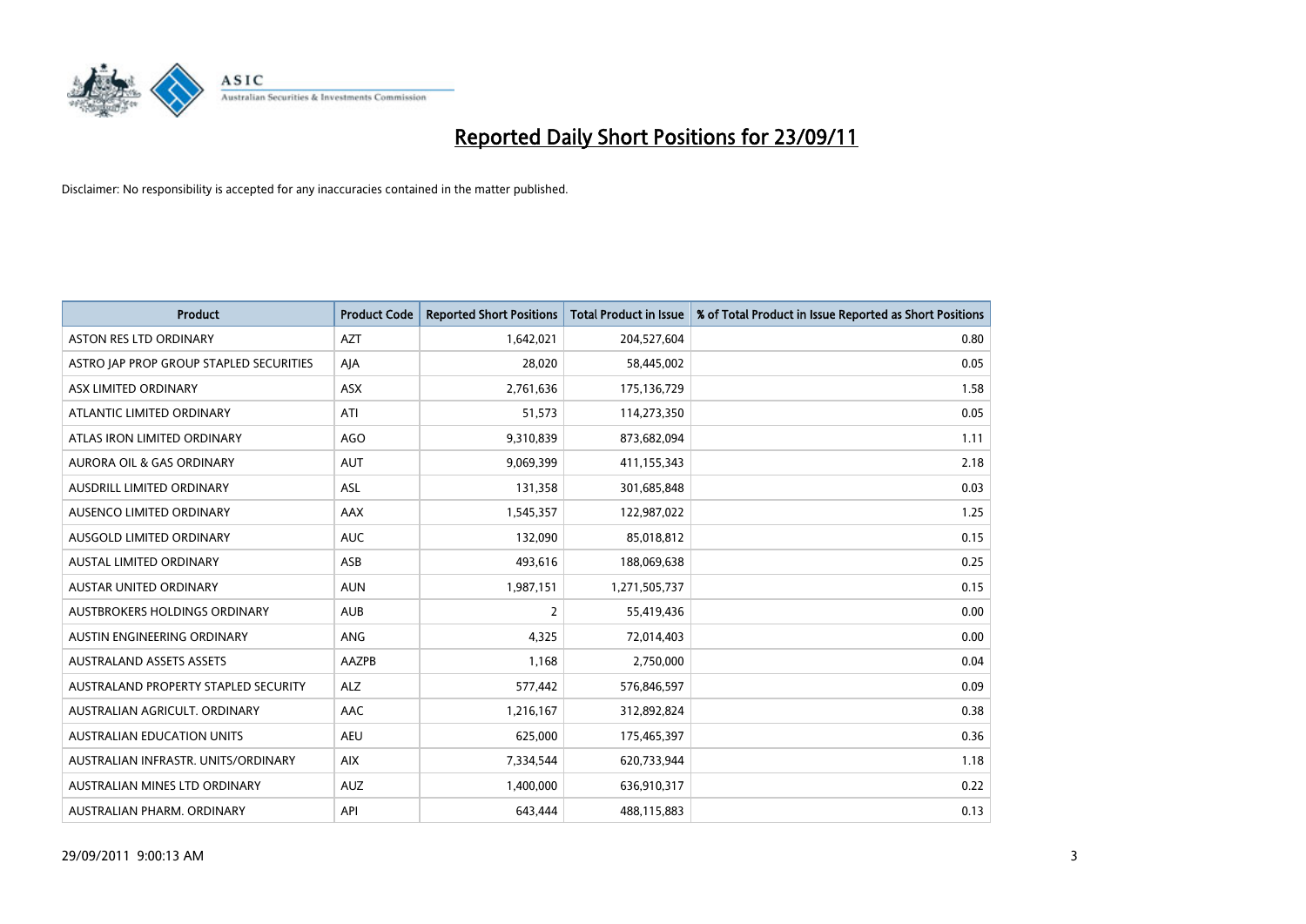# Reported Daily Short Positions for 23/09/11

Disclaimer: No responsibility is accepted for any inaccuracies contained in the matter published.

| Product | Product Code | Reported Short Positions | Total Product in Issue | % of Total Product in Issue Reported as Short Positions |
|---|---|---|---|---|
| ASTON RES LTD ORDINARY | AZT | 1,642,021 | 204,527,604 | 0.80 |
| ASTRO JAP PROP GROUP STAPLED SECURITIES | AJA | 28,020 | 58,445,002 | 0.05 |
| ASX LIMITED ORDINARY | ASX | 2,761,636 | 175,136,729 | 1.58 |
| ATLANTIC LIMITED ORDINARY | ATI | 51,573 | 114,273,350 | 0.05 |
| ATLAS IRON LIMITED ORDINARY | AGO | 9,310,839 | 873,682,094 | 1.11 |
| AURORA OIL & GAS ORDINARY | AUT | 9,069,399 | 411,155,343 | 2.18 |
| AUSDRILL LIMITED ORDINARY | ASL | 131,358 | 301,685,848 | 0.03 |
| AUSENCO LIMITED ORDINARY | AAX | 1,545,357 | 122,987,022 | 1.25 |
| AUSGOLD LIMITED ORDINARY | AUC | 132,090 | 85,018,812 | 0.15 |
| AUSTAL LIMITED ORDINARY | ASB | 493,616 | 188,069,638 | 0.25 |
| AUSTAR UNITED ORDINARY | AUN | 1,987,151 | 1,271,505,737 | 0.15 |
| AUSTBROKERS HOLDINGS ORDINARY | AUB | 2 | 55,419,436 | 0.00 |
| AUSTIN ENGINEERING ORDINARY | ANG | 4,325 | 72,014,403 | 0.00 |
| AUSTRALAND ASSETS ASSETS | AAZPB | 1,168 | 2,750,000 | 0.04 |
| AUSTRALAND PROPERTY STAPLED SECURITY | ALZ | 577,442 | 576,846,597 | 0.09 |
| AUSTRALIAN AGRICULT. ORDINARY | AAC | 1,216,167 | 312,892,824 | 0.38 |
| AUSTRALIAN EDUCATION UNITS | AEU | 625,000 | 175,465,397 | 0.36 |
| AUSTRALIAN INFRASTR. UNITS/ORDINARY | AIX | 7,334,544 | 620,733,944 | 1.18 |
| AUSTRALIAN MINES LTD ORDINARY | AUZ | 1,400,000 | 636,910,317 | 0.22 |
| AUSTRALIAN PHARM. ORDINARY | API | 643,444 | 488,115,883 | 0.13 |

29/09/2011 9:00:13 AM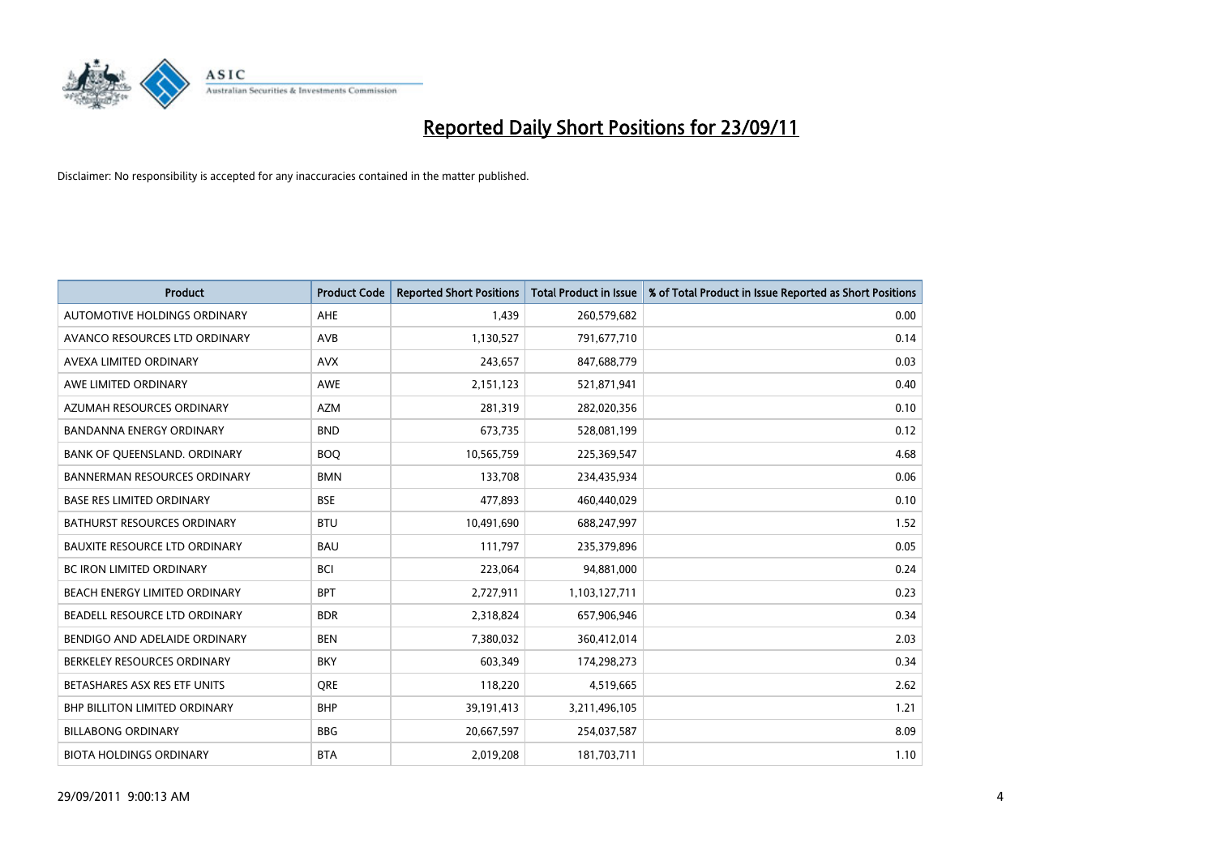# Reported Daily Short Positions for 23/09/11

Disclaimer: No responsibility is accepted for any inaccuracies contained in the matter published.

| Product | Product Code | Reported Short Positions | Total Product in Issue | % of Total Product in Issue Reported as Short Positions |
|---|---|---|---|---|
| AUTOMOTIVE HOLDINGS ORDINARY | AHE | 1,439 | 260,579,682 | 0.00 |
| AVANCO RESOURCES LTD ORDINARY | AVB | 1,130,527 | 791,677,710 | 0.14 |
| AVEXA LIMITED ORDINARY | AVX | 243,657 | 847,688,779 | 0.03 |
| AWE LIMITED ORDINARY | AWE | 2,151,123 | 521,871,941 | 0.40 |
| AZUMAH RESOURCES ORDINARY | AZM | 281,319 | 282,020,356 | 0.10 |
| BANDANNA ENERGY ORDINARY | BND | 673,735 | 528,081,199 | 0.12 |
| BANK OF QUEENSLAND. ORDINARY | BOQ | 10,565,759 | 225,369,547 | 4.68 |
| BANNERMAN RESOURCES ORDINARY | BMN | 133,708 | 234,435,934 | 0.06 |
| BASE RES LIMITED ORDINARY | BSE | 477,893 | 460,440,029 | 0.10 |
| BATHURST RESOURCES ORDINARY | BTU | 10,491,690 | 688,247,997 | 1.52 |
| BAUXITE RESOURCE LTD ORDINARY | BAU | 111,797 | 235,379,896 | 0.05 |
| BC IRON LIMITED ORDINARY | BCI | 223,064 | 94,881,000 | 0.24 |
| BEACH ENERGY LIMITED ORDINARY | BPT | 2,727,911 | 1,103,127,711 | 0.23 |
| BEADELL RESOURCE LTD ORDINARY | BDR | 2,318,824 | 657,906,946 | 0.34 |
| BENDIGO AND ADELAIDE ORDINARY | BEN | 7,380,032 | 360,412,014 | 2.03 |
| BERKELEY RESOURCES ORDINARY | BKY | 603,349 | 174,298,273 | 0.34 |
| BETASHARES ASX RES ETF UNITS | QRE | 118,220 | 4,519,665 | 2.62 |
| BHP BILLITON LIMITED ORDINARY | BHP | 39,191,413 | 3,211,496,105 | 1.21 |
| BILLABONG ORDINARY | BBG | 20,667,597 | 254,037,587 | 8.09 |
| BIOTA HOLDINGS ORDINARY | BTA | 2,019,208 | 181,703,711 | 1.10 |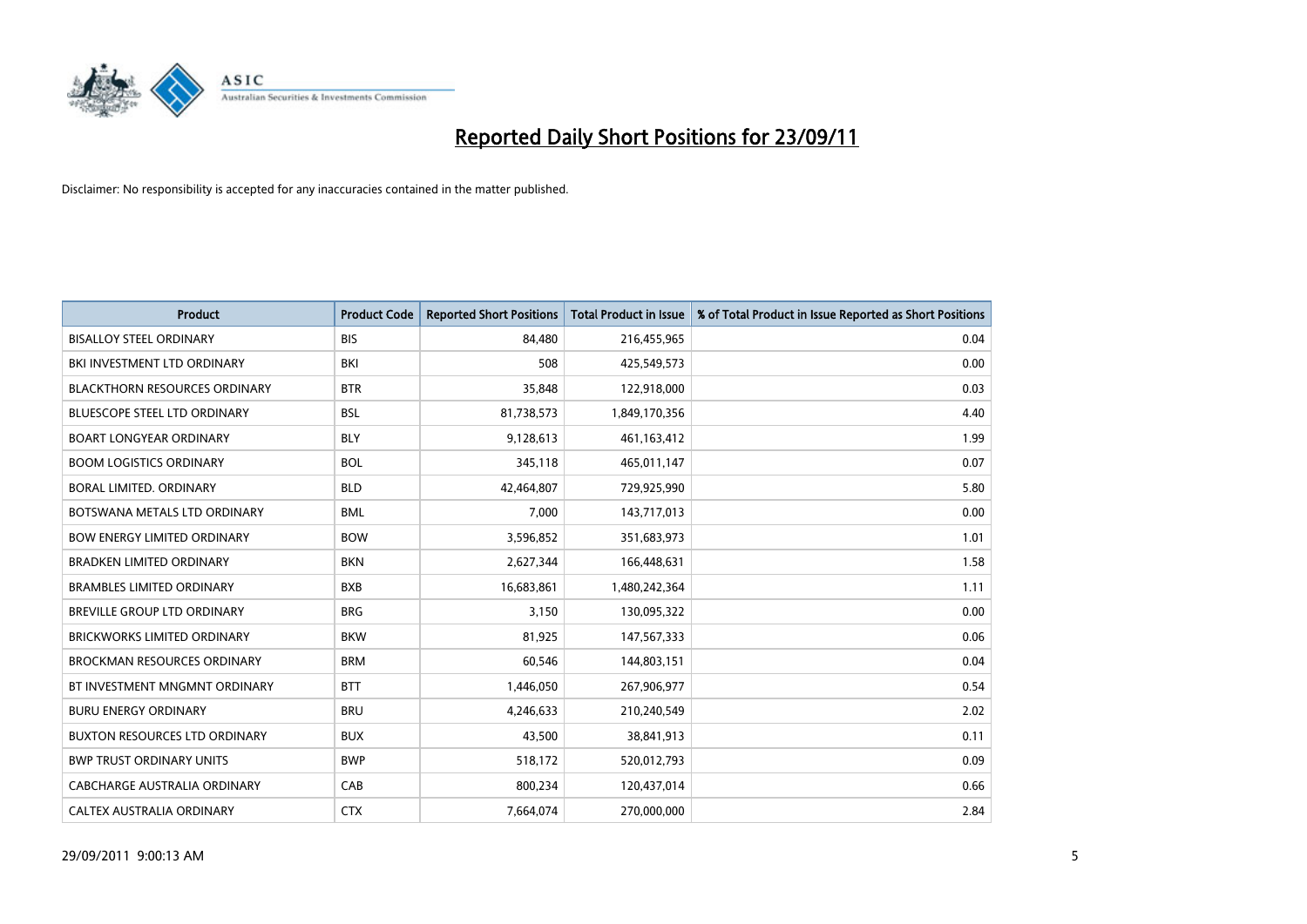# Reported Daily Short Positions for 23/09/11

Disclaimer: No responsibility is accepted for any inaccuracies contained in the matter published.

| Product | Product Code | Reported Short Positions | Total Product in Issue | % of Total Product in Issue Reported as Short Positions |
|---|---|---|---|---|
| BISALLOY STEEL ORDINARY | BIS | 84,480 | 216,455,965 | 0.04 |
| BKI INVESTMENT LTD ORDINARY | BKI | 508 | 425,549,573 | 0.00 |
| BLACKTHORN RESOURCES ORDINARY | BTR | 35,848 | 122,918,000 | 0.03 |
| BLUESCOPE STEEL LTD ORDINARY | BSL | 81,738,573 | 1,849,170,356 | 4.40 |
| BOART LONGYEAR ORDINARY | BLY | 9,128,613 | 461,163,412 | 1.99 |
| BOOM LOGISTICS ORDINARY | BOL | 345,118 | 465,011,147 | 0.07 |
| BORAL LIMITED. ORDINARY | BLD | 42,464,807 | 729,925,990 | 5.80 |
| BOTSWANA METALS LTD ORDINARY | BML | 7,000 | 143,717,013 | 0.00 |
| BOW ENERGY LIMITED ORDINARY | BOW | 3,596,852 | 351,683,973 | 1.01 |
| BRADKEN LIMITED ORDINARY | BKN | 2,627,344 | 166,448,631 | 1.58 |
| BRAMBLES LIMITED ORDINARY | BXB | 16,683,861 | 1,480,242,364 | 1.11 |
| BREVILLE GROUP LTD ORDINARY | BRG | 3,150 | 130,095,322 | 0.00 |
| BRICKWORKS LIMITED ORDINARY | BKW | 81,925 | 147,567,333 | 0.06 |
| BROCKMAN RESOURCES ORDINARY | BRM | 60,546 | 144,803,151 | 0.04 |
| BT INVESTMENT MNGMNT ORDINARY | BTT | 1,446,050 | 267,906,977 | 0.54 |
| BURU ENERGY ORDINARY | BRU | 4,246,633 | 210,240,549 | 2.02 |
| BUXTON RESOURCES LTD ORDINARY | BUX | 43,500 | 38,841,913 | 0.11 |
| BWP TRUST ORDINARY UNITS | BWP | 518,172 | 520,012,793 | 0.09 |
| CABCHARGE AUSTRALIA ORDINARY | CAB | 800,234 | 120,437,014 | 0.66 |
| CALTEX AUSTRALIA ORDINARY | CTX | 7,664,074 | 270,000,000 | 2.84 |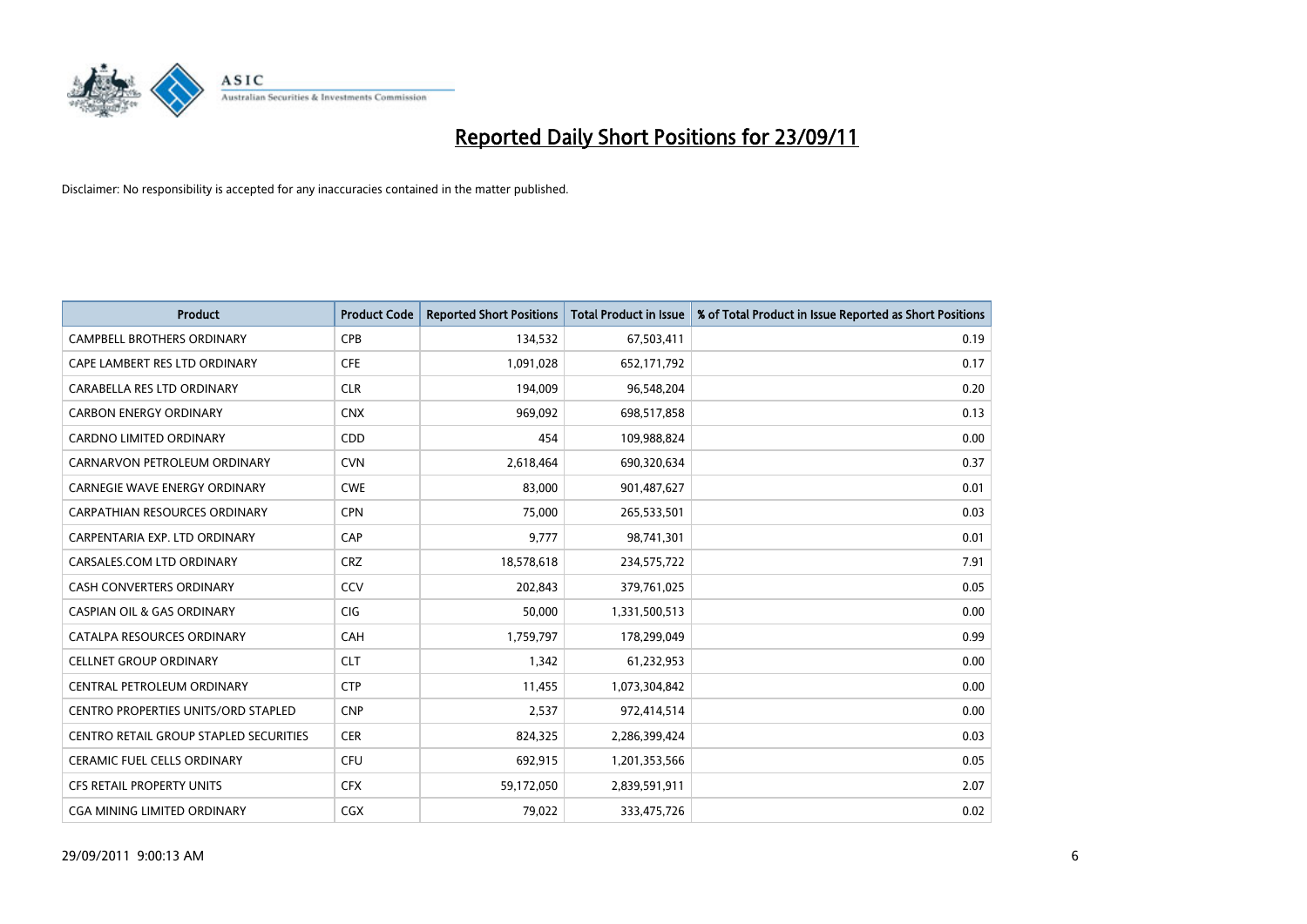# Reported Daily Short Positions for 23/09/11

Disclaimer: No responsibility is accepted for any inaccuracies contained in the matter published.

| Product | Product Code | Reported Short Positions | Total Product in Issue | % of Total Product in Issue Reported as Short Positions |
|---|---|---|---|---|
| CAMPBELL BROTHERS ORDINARY | CPB | 134,532 | 67,503,411 | 0.19 |
| CAPE LAMBERT RES LTD ORDINARY | CFE | 1,091,028 | 652,171,792 | 0.17 |
| CARABELLA RES LTD ORDINARY | CLR | 194,009 | 96,548,204 | 0.20 |
| CARBON ENERGY ORDINARY | CNX | 969,092 | 698,517,858 | 0.13 |
| CARDNO LIMITED ORDINARY | CDD | 454 | 109,988,824 | 0.00 |
| CARNARVON PETROLEUM ORDINARY | CVN | 2,618,464 | 690,320,634 | 0.37 |
| CARNEGIE WAVE ENERGY ORDINARY | CWE | 83,000 | 901,487,627 | 0.01 |
| CARPATHIAN RESOURCES ORDINARY | CPN | 75,000 | 265,533,501 | 0.03 |
| CARPENTARIA EXP. LTD ORDINARY | CAP | 9,777 | 98,741,301 | 0.01 |
| CARSALES.COM LTD ORDINARY | CRZ | 18,578,618 | 234,575,722 | 7.91 |
| CASH CONVERTERS ORDINARY | CCV | 202,843 | 379,761,025 | 0.05 |
| CASPIAN OIL & GAS ORDINARY | CIG | 50,000 | 1,331,500,513 | 0.00 |
| CATALPA RESOURCES ORDINARY | CAH | 1,759,797 | 178,299,049 | 0.99 |
| CELLNET GROUP ORDINARY | CLT | 1,342 | 61,232,953 | 0.00 |
| CENTRAL PETROLEUM ORDINARY | CTP | 11,455 | 1,073,304,842 | 0.00 |
| CENTRO PROPERTIES UNITS/ORD STAPLED | CNP | 2,537 | 972,414,514 | 0.00 |
| CENTRO RETAIL GROUP STAPLED SECURITIES | CER | 824,325 | 2,286,399,424 | 0.03 |
| CERAMIC FUEL CELLS ORDINARY | CFU | 692,915 | 1,201,353,566 | 0.05 |
| CFS RETAIL PROPERTY UNITS | CFX | 59,172,050 | 2,839,591,911 | 2.07 |
| CGA MINING LIMITED ORDINARY | CGX | 79,022 | 333,475,726 | 0.02 |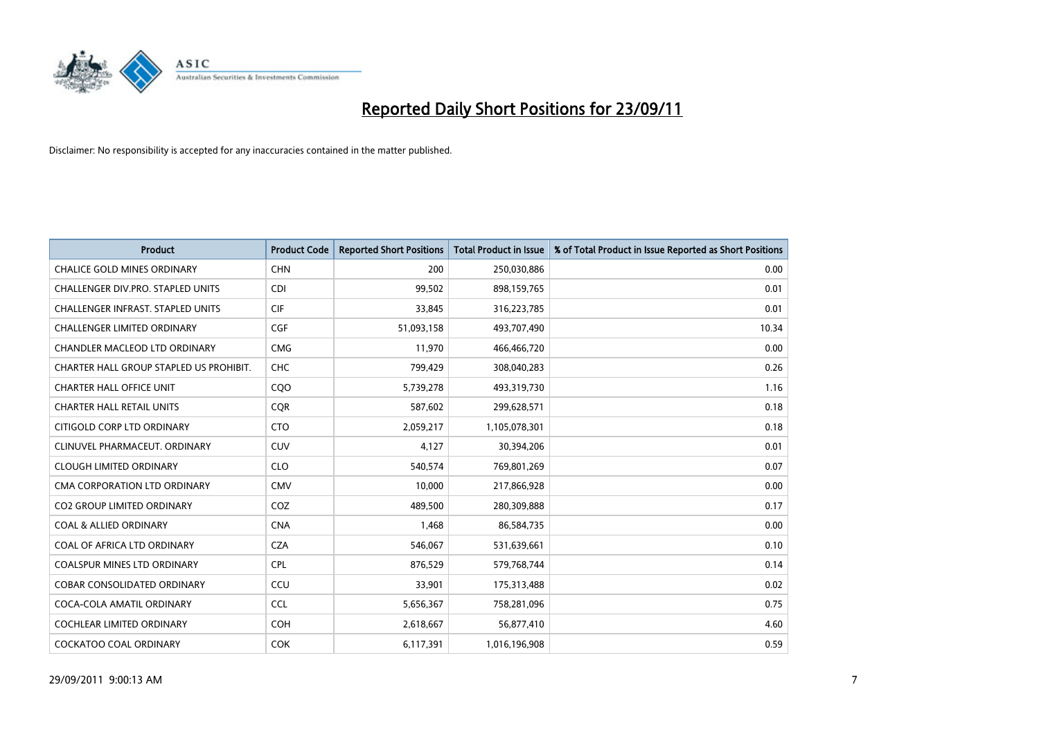# Reported Daily Short Positions for 23/09/11

Disclaimer: No responsibility is accepted for any inaccuracies contained in the matter published.

| Product | Product Code | Reported Short Positions | Total Product in Issue | % of Total Product in Issue Reported as Short Positions |
|---|---|---|---|---|
| CHALICE GOLD MINES ORDINARY | CHN | 200 | 250,030,886 | 0.00 |
| CHALLENGER DIV.PRO. STAPLED UNITS | CDI | 99,502 | 898,159,765 | 0.01 |
| CHALLENGER INFRAST. STAPLED UNITS | CIF | 33,845 | 316,223,785 | 0.01 |
| CHALLENGER LIMITED ORDINARY | CGF | 51,093,158 | 493,707,490 | 10.34 |
| CHANDLER MACLEOD LTD ORDINARY | CMG | 11,970 | 466,466,720 | 0.00 |
| CHARTER HALL GROUP STAPLED US PROHIBIT. | CHC | 799,429 | 308,040,283 | 0.26 |
| CHARTER HALL OFFICE UNIT | CQO | 5,739,278 | 493,319,730 | 1.16 |
| CHARTER HALL RETAIL UNITS | CQR | 587,602 | 299,628,571 | 0.18 |
| CITIGOLD CORP LTD ORDINARY | CTO | 2,059,217 | 1,105,078,301 | 0.18 |
| CLINUVEL PHARMACEUT. ORDINARY | CUV | 4,127 | 30,394,206 | 0.01 |
| CLOUGH LIMITED ORDINARY | CLO | 540,574 | 769,801,269 | 0.07 |
| CMA CORPORATION LTD ORDINARY | CMV | 10,000 | 217,866,928 | 0.00 |
| CO2 GROUP LIMITED ORDINARY | COZ | 489,500 | 280,309,888 | 0.17 |
| COAL & ALLIED ORDINARY | CNA | 1,468 | 86,584,735 | 0.00 |
| COAL OF AFRICA LTD ORDINARY | CZA | 546,067 | 531,639,661 | 0.10 |
| COALSPUR MINES LTD ORDINARY | CPL | 876,529 | 579,768,744 | 0.14 |
| COBAR CONSOLIDATED ORDINARY | CCU | 33,901 | 175,313,488 | 0.02 |
| COCA-COLA AMATIL ORDINARY | CCL | 5,656,367 | 758,281,096 | 0.75 |
| COCHLEAR LIMITED ORDINARY | COH | 2,618,667 | 56,877,410 | 4.60 |
| COCKATOO COAL ORDINARY | COK | 6,117,391 | 1,016,196,908 | 0.59 |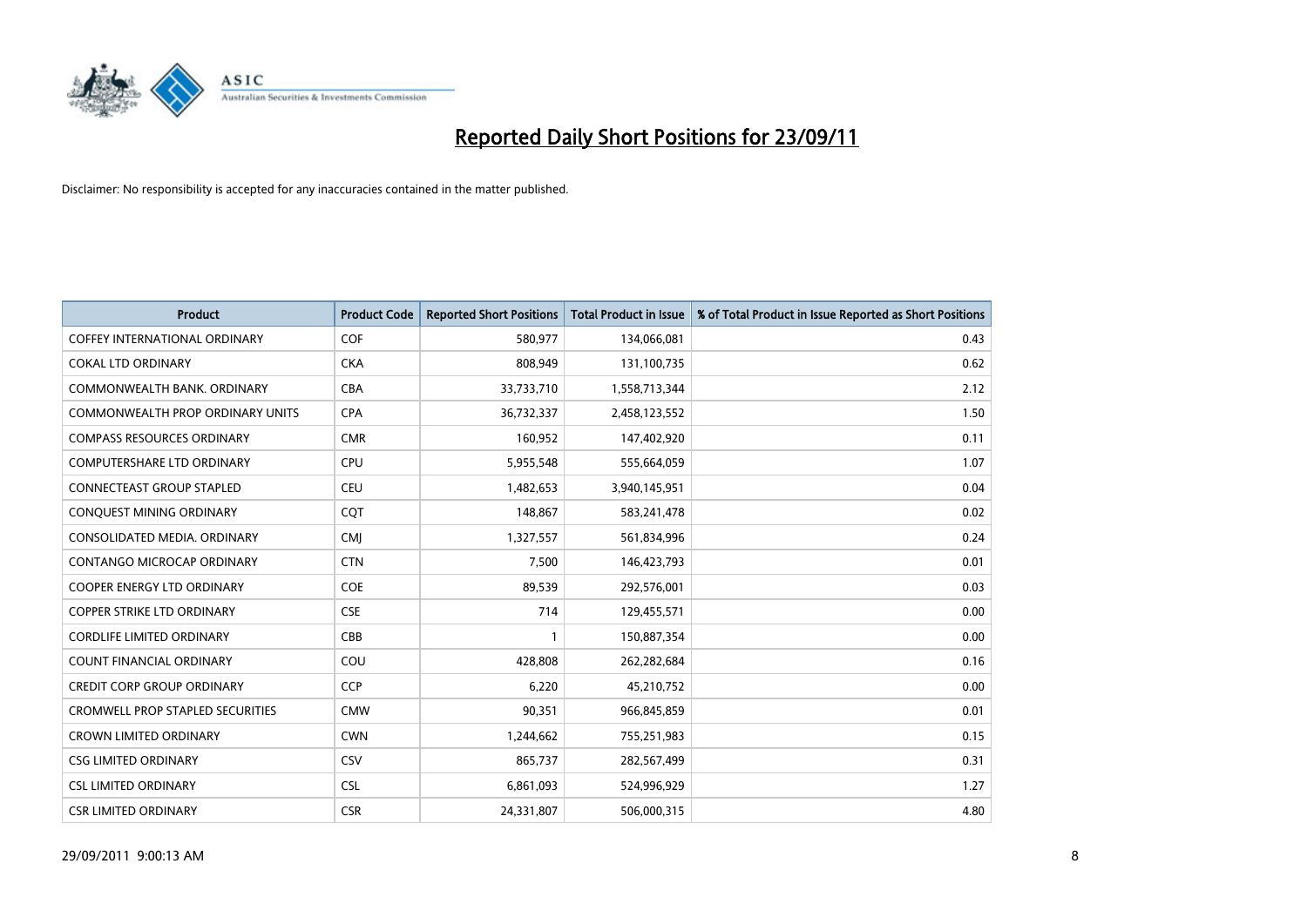# Reported Daily Short Positions for 23/09/11

Disclaimer: No responsibility is accepted for any inaccuracies contained in the matter published.

| Product | Product Code | Reported Short Positions | Total Product in Issue | % of Total Product in Issue Reported as Short Positions |
|---|---|---|---|---|
| COFFEY INTERNATIONAL ORDINARY | COF | 580,977 | 134,066,081 | 0.43 |
| COKAL LTD ORDINARY | CKA | 808,949 | 131,100,735 | 0.62 |
| COMMONWEALTH BANK. ORDINARY | CBA | 33,733,710 | 1,558,713,344 | 2.12 |
| COMMONWEALTH PROP ORDINARY UNITS | CPA | 36,732,337 | 2,458,123,552 | 1.50 |
| COMPASS RESOURCES ORDINARY | CMR | 160,952 | 147,402,920 | 0.11 |
| COMPUTERSHARE LTD ORDINARY | CPU | 5,955,548 | 555,664,059 | 1.07 |
| CONNECTEAST GROUP STAPLED | CEU | 1,482,653 | 3,940,145,951 | 0.04 |
| CONQUEST MINING ORDINARY | CQT | 148,867 | 583,241,478 | 0.02 |
| CONSOLIDATED MEDIA. ORDINARY | CMJ | 1,327,557 | 561,834,996 | 0.24 |
| CONTANGO MICROCAP ORDINARY | CTN | 7,500 | 146,423,793 | 0.01 |
| COOPER ENERGY LTD ORDINARY | COE | 89,539 | 292,576,001 | 0.03 |
| COPPER STRIKE LTD ORDINARY | CSE | 714 | 129,455,571 | 0.00 |
| CORDLIFE LIMITED ORDINARY | CBB | 1 | 150,887,354 | 0.00 |
| COUNT FINANCIAL ORDINARY | COU | 428,808 | 262,282,684 | 0.16 |
| CREDIT CORP GROUP ORDINARY | CCP | 6,220 | 45,210,752 | 0.00 |
| CROMWELL PROP STAPLED SECURITIES | CMW | 90,351 | 966,845,859 | 0.01 |
| CROWN LIMITED ORDINARY | CWN | 1,244,662 | 755,251,983 | 0.15 |
| CSG LIMITED ORDINARY | CSV | 865,737 | 282,567,499 | 0.31 |
| CSL LIMITED ORDINARY | CSL | 6,861,093 | 524,996,929 | 1.27 |
| CSR LIMITED ORDINARY | CSR | 24,331,807 | 506,000,315 | 4.80 |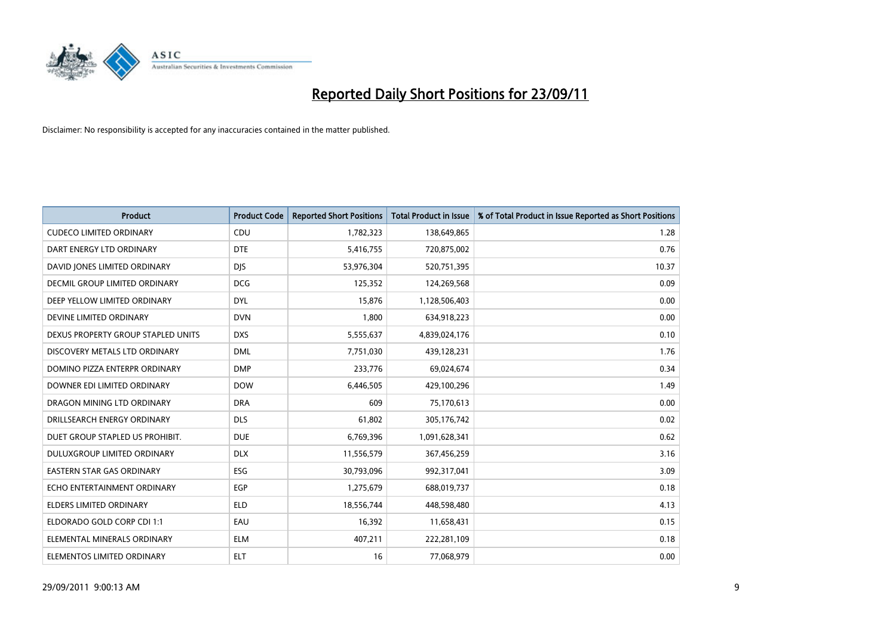# Reported Daily Short Positions for 23/09/11

Disclaimer: No responsibility is accepted for any inaccuracies contained in the matter published.

| Product | Product Code | Reported Short Positions | Total Product in Issue | % of Total Product in Issue Reported as Short Positions |
|---|---|---|---|---|
| CUDECO LIMITED ORDINARY | CDU | 1,782,323 | 138,649,865 | 1.28 |
| DART ENERGY LTD ORDINARY | DTE | 5,416,755 | 720,875,002 | 0.76 |
| DAVID JONES LIMITED ORDINARY | DJS | 53,976,304 | 520,751,395 | 10.37 |
| DECMIL GROUP LIMITED ORDINARY | DCG | 125,352 | 124,269,568 | 0.09 |
| DEEP YELLOW LIMITED ORDINARY | DYL | 15,876 | 1,128,506,403 | 0.00 |
| DEVINE LIMITED ORDINARY | DVN | 1,800 | 634,918,223 | 0.00 |
| DEXUS PROPERTY GROUP STAPLED UNITS | DXS | 5,555,637 | 4,839,024,176 | 0.10 |
| DISCOVERY METALS LTD ORDINARY | DML | 7,751,030 | 439,128,231 | 1.76 |
| DOMINO PIZZA ENTERPR ORDINARY | DMP | 233,776 | 69,024,674 | 0.34 |
| DOWNER EDI LIMITED ORDINARY | DOW | 6,446,505 | 429,100,296 | 1.49 |
| DRAGON MINING LTD ORDINARY | DRA | 609 | 75,170,613 | 0.00 |
| DRILLSEARCH ENERGY ORDINARY | DLS | 61,802 | 305,176,742 | 0.02 |
| DUET GROUP STAPLED US PROHIBIT. | DUE | 6,769,396 | 1,091,628,341 | 0.62 |
| DULUXGROUP LIMITED ORDINARY | DLX | 11,556,579 | 367,456,259 | 3.16 |
| EASTERN STAR GAS ORDINARY | ESG | 30,793,096 | 992,317,041 | 3.09 |
| ECHO ENTERTAINMENT ORDINARY | EGP | 1,275,679 | 688,019,737 | 0.18 |
| ELDERS LIMITED ORDINARY | ELD | 18,556,744 | 448,598,480 | 4.13 |
| ELDORADO GOLD CORP CDI 1:1 | EAU | 16,392 | 11,658,431 | 0.15 |
| ELEMENTAL MINERALS ORDINARY | ELM | 407,211 | 222,281,109 | 0.18 |
| ELEMENTOS LIMITED ORDINARY | ELT | 16 | 77,068,979 | 0.00 |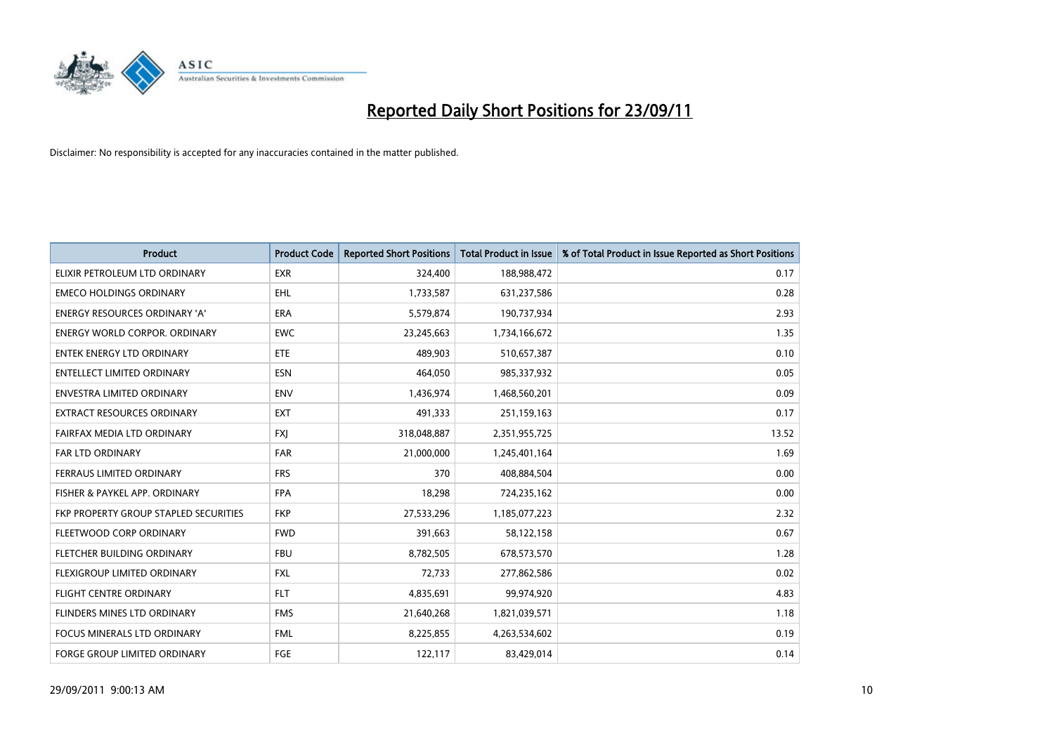# Reported Daily Short Positions for 23/09/11

Disclaimer: No responsibility is accepted for any inaccuracies contained in the matter published.

| Product | Product Code | Reported Short Positions | Total Product in Issue | % of Total Product in Issue Reported as Short Positions |
|---|---|---|---|---|
| ELIXIR PETROLEUM LTD ORDINARY | EXR | 324,400 | 188,988,472 | 0.17 |
| EMECO HOLDINGS ORDINARY | EHL | 1,733,587 | 631,237,586 | 0.28 |
| ENERGY RESOURCES ORDINARY 'A' | ERA | 5,579,874 | 190,737,934 | 2.93 |
| ENERGY WORLD CORPOR. ORDINARY | EWC | 23,245,663 | 1,734,166,672 | 1.35 |
| ENTEK ENERGY LTD ORDINARY | ETE | 489,903 | 510,657,387 | 0.10 |
| ENTELLECT LIMITED ORDINARY | ESN | 464,050 | 985,337,932 | 0.05 |
| ENVESTRA LIMITED ORDINARY | ENV | 1,436,974 | 1,468,560,201 | 0.09 |
| EXTRACT RESOURCES ORDINARY | EXT | 491,333 | 251,159,163 | 0.17 |
| FAIRFAX MEDIA LTD ORDINARY | FXJ | 318,048,887 | 2,351,955,725 | 13.52 |
| FAR LTD ORDINARY | FAR | 21,000,000 | 1,245,401,164 | 1.69 |
| FERRAUS LIMITED ORDINARY | FRS | 370 | 408,884,504 | 0.00 |
| FISHER & PAYKEL APP. ORDINARY | FPA | 18,298 | 724,235,162 | 0.00 |
| FKP PROPERTY GROUP STAPLED SECURITIES | FKP | 27,533,296 | 1,185,077,223 | 2.32 |
| FLEETWOOD CORP ORDINARY | FWD | 391,663 | 58,122,158 | 0.67 |
| FLETCHER BUILDING ORDINARY | FBU | 8,782,505 | 678,573,570 | 1.28 |
| FLEXIGROUP LIMITED ORDINARY | FXL | 72,733 | 277,862,586 | 0.02 |
| FLIGHT CENTRE ORDINARY | FLT | 4,835,691 | 99,974,920 | 4.83 |
| FLINDERS MINES LTD ORDINARY | FMS | 21,640,268 | 1,821,039,571 | 1.18 |
| FOCUS MINERALS LTD ORDINARY | FML | 8,225,855 | 4,263,534,602 | 0.19 |
| FORGE GROUP LIMITED ORDINARY | FGE | 122,117 | 83,429,014 | 0.14 |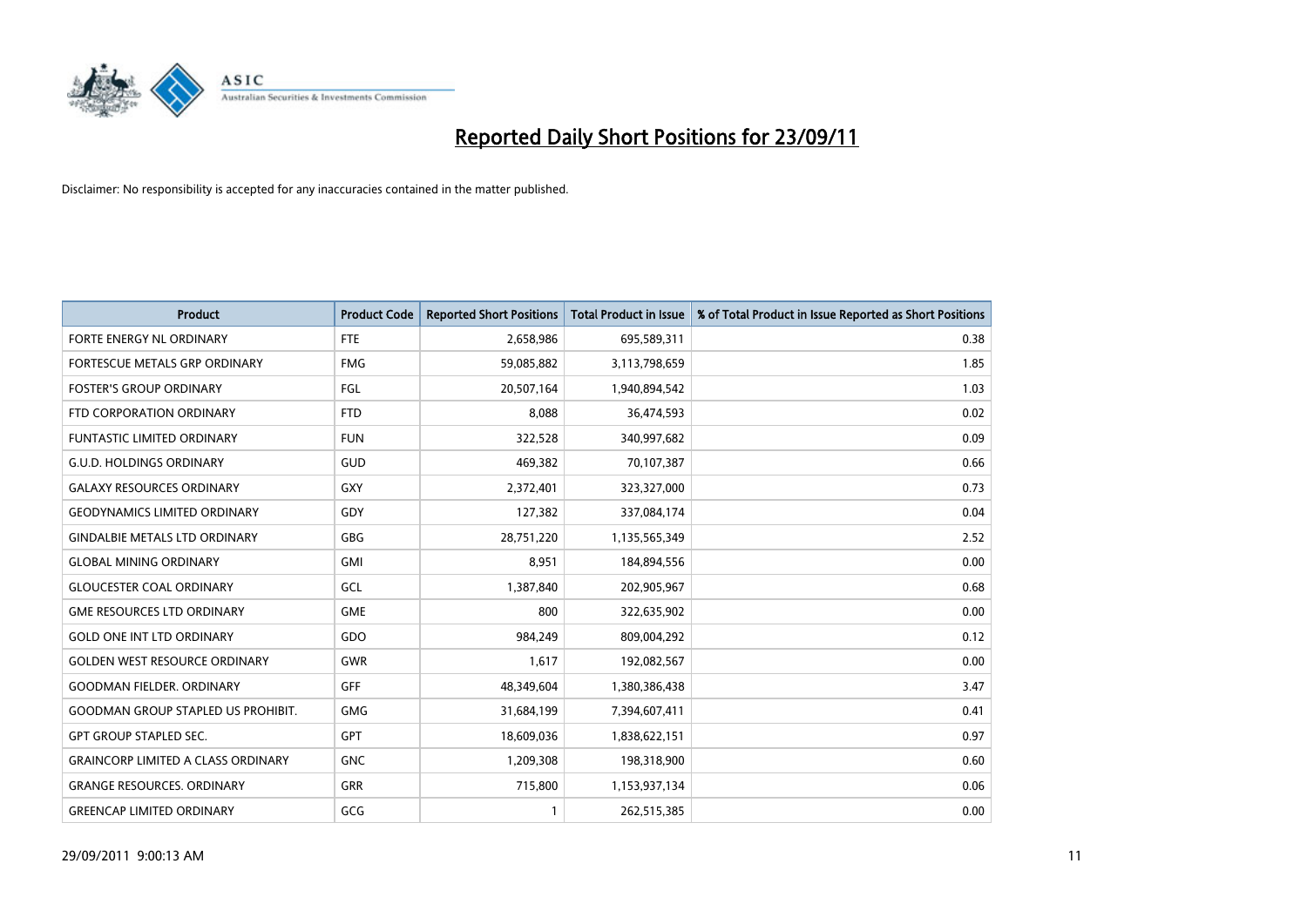# Reported Daily Short Positions for 23/09/11

Disclaimer: No responsibility is accepted for any inaccuracies contained in the matter published.

| Product | Product Code | Reported Short Positions | Total Product in Issue | % of Total Product in Issue Reported as Short Positions |
|---|---|---|---|---|
| FORTE ENERGY NL ORDINARY | FTE | 2,658,986 | 695,589,311 | 0.38 |
| FORTESCUE METALS GRP ORDINARY | FMG | 59,085,882 | 3,113,798,659 | 1.85 |
| FOSTER'S GROUP ORDINARY | FGL | 20,507,164 | 1,940,894,542 | 1.03 |
| FTD CORPORATION ORDINARY | FTD | 8,088 | 36,474,593 | 0.02 |
| FUNTASTIC LIMITED ORDINARY | FUN | 322,528 | 340,997,682 | 0.09 |
| G.U.D. HOLDINGS ORDINARY | GUD | 469,382 | 70,107,387 | 0.66 |
| GALAXY RESOURCES ORDINARY | GXY | 2,372,401 | 323,327,000 | 0.73 |
| GEODYNAMICS LIMITED ORDINARY | GDY | 127,382 | 337,084,174 | 0.04 |
| GINDALBIE METALS LTD ORDINARY | GBG | 28,751,220 | 1,135,565,349 | 2.52 |
| GLOBAL MINING ORDINARY | GMI | 8,951 | 184,894,556 | 0.00 |
| GLOUCESTER COAL ORDINARY | GCL | 1,387,840 | 202,905,967 | 0.68 |
| GME RESOURCES LTD ORDINARY | GME | 800 | 322,635,902 | 0.00 |
| GOLD ONE INT LTD ORDINARY | GDO | 984,249 | 809,004,292 | 0.12 |
| GOLDEN WEST RESOURCE ORDINARY | GWR | 1,617 | 192,082,567 | 0.00 |
| GOODMAN FIELDER. ORDINARY | GFF | 48,349,604 | 1,380,386,438 | 3.47 |
| GOODMAN GROUP STAPLED US PROHIBIT. | GMG | 31,684,199 | 7,394,607,411 | 0.41 |
| GPT GROUP STAPLED SEC. | GPT | 18,609,036 | 1,838,622,151 | 0.97 |
| GRAINCORP LIMITED A CLASS ORDINARY | GNC | 1,209,308 | 198,318,900 | 0.60 |
| GRANGE RESOURCES. ORDINARY | GRR | 715,800 | 1,153,937,134 | 0.06 |
| GREENCAP LIMITED ORDINARY | GCG | 1 | 262,515,385 | 0.00 |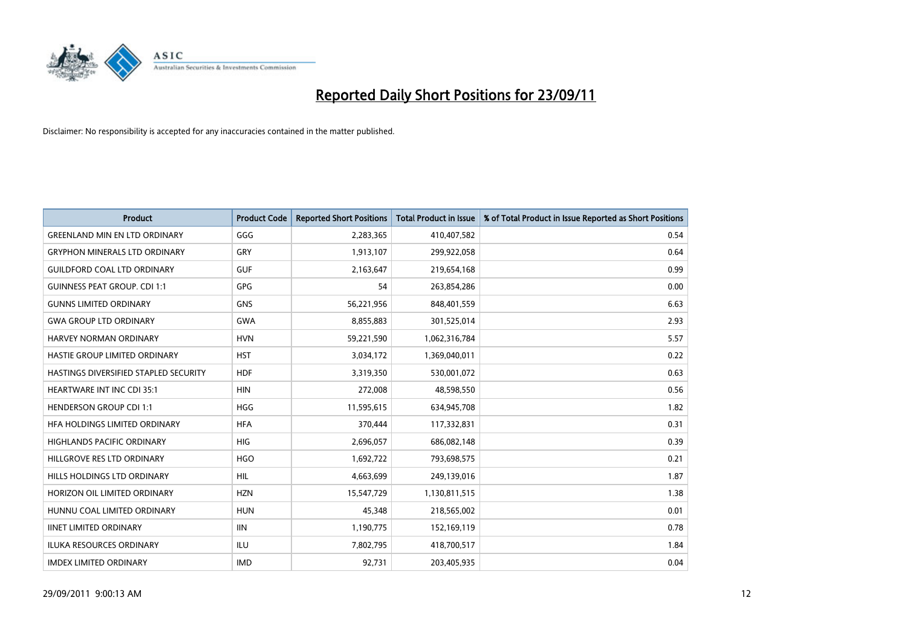# Reported Daily Short Positions for 23/09/11

Disclaimer: No responsibility is accepted for any inaccuracies contained in the matter published.

| Product | Product Code | Reported Short Positions | Total Product in Issue | % of Total Product in Issue Reported as Short Positions |
|---|---|---|---|---|
| GREENLAND MIN EN LTD ORDINARY | GGG | 2,283,365 | 410,407,582 | 0.54 |
| GRYPHON MINERALS LTD ORDINARY | GRY | 1,913,107 | 299,922,058 | 0.64 |
| GUILDFORD COAL LTD ORDINARY | GUF | 2,163,647 | 219,654,168 | 0.99 |
| GUINNESS PEAT GROUP. CDI 1:1 | GPG | 54 | 263,854,286 | 0.00 |
| GUNNS LIMITED ORDINARY | GNS | 56,221,956 | 848,401,559 | 6.63 |
| GWA GROUP LTD ORDINARY | GWA | 8,855,883 | 301,525,014 | 2.93 |
| HARVEY NORMAN ORDINARY | HVN | 59,221,590 | 1,062,316,784 | 5.57 |
| HASTIE GROUP LIMITED ORDINARY | HST | 3,034,172 | 1,369,040,011 | 0.22 |
| HASTINGS DIVERSIFIED STAPLED SECURITY | HDF | 3,319,350 | 530,001,072 | 0.63 |
| HEARTWARE INT INC CDI 35:1 | HIN | 272,008 | 48,598,550 | 0.56 |
| HENDERSON GROUP CDI 1:1 | HGG | 11,595,615 | 634,945,708 | 1.82 |
| HFA HOLDINGS LIMITED ORDINARY | HFA | 370,444 | 117,332,831 | 0.31 |
| HIGHLANDS PACIFIC ORDINARY | HIG | 2,696,057 | 686,082,148 | 0.39 |
| HILLGROVE RES LTD ORDINARY | HGO | 1,692,722 | 793,698,575 | 0.21 |
| HILLS HOLDINGS LTD ORDINARY | HIL | 4,663,699 | 249,139,016 | 1.87 |
| HORIZON OIL LIMITED ORDINARY | HZN | 15,547,729 | 1,130,811,515 | 1.38 |
| HUNNU COAL LIMITED ORDINARY | HUN | 45,348 | 218,565,002 | 0.01 |
| IINET LIMITED ORDINARY | IIN | 1,190,775 | 152,169,119 | 0.78 |
| ILUKA RESOURCES ORDINARY | ILU | 7,802,795 | 418,700,517 | 1.84 |
| IMDEX LIMITED ORDINARY | IMD | 92,731 | 203,405,935 | 0.04 |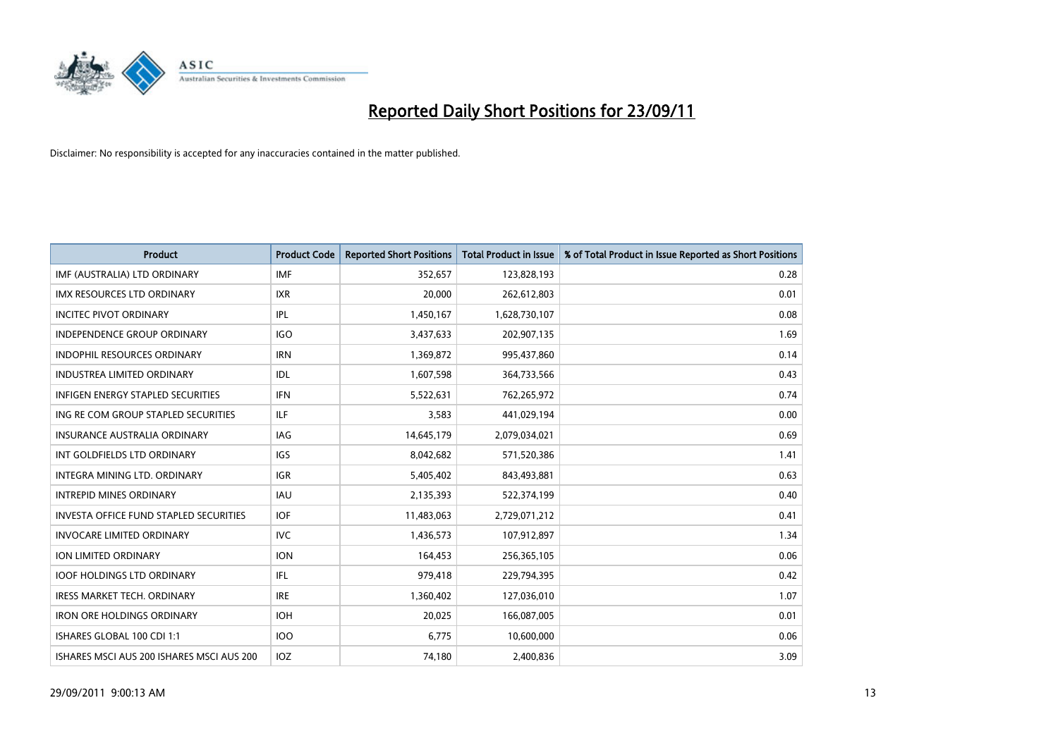# Reported Daily Short Positions for 23/09/11

Disclaimer: No responsibility is accepted for any inaccuracies contained in the matter published.

| Product | Product Code | Reported Short Positions | Total Product in Issue | % of Total Product in Issue Reported as Short Positions |
|---|---|---|---|---|
| IMF (AUSTRALIA) LTD ORDINARY | IMF | 352,657 | 123,828,193 | 0.28 |
| IMX RESOURCES LTD ORDINARY | IXR | 20,000 | 262,612,803 | 0.01 |
| INCITEC PIVOT ORDINARY | IPL | 1,450,167 | 1,628,730,107 | 0.08 |
| INDEPENDENCE GROUP ORDINARY | IGO | 3,437,633 | 202,907,135 | 1.69 |
| INDOPHIL RESOURCES ORDINARY | IRN | 1,369,872 | 995,437,860 | 0.14 |
| INDUSTREA LIMITED ORDINARY | IDL | 1,607,598 | 364,733,566 | 0.43 |
| INFIGEN ENERGY STAPLED SECURITIES | IFN | 5,522,631 | 762,265,972 | 0.74 |
| ING RE COM GROUP STAPLED SECURITIES | ILF | 3,583 | 441,029,194 | 0.00 |
| INSURANCE AUSTRALIA ORDINARY | IAG | 14,645,179 | 2,079,034,021 | 0.69 |
| INT GOLDFIELDS LTD ORDINARY | IGS | 8,042,682 | 571,520,386 | 1.41 |
| INTEGRA MINING LTD. ORDINARY | IGR | 5,405,402 | 843,493,881 | 0.63 |
| INTREPID MINES ORDINARY | IAU | 2,135,393 | 522,374,199 | 0.40 |
| INVESTA OFFICE FUND STAPLED SECURITIES | IOF | 11,483,063 | 2,729,071,212 | 0.41 |
| INVOCARE LIMITED ORDINARY | IVC | 1,436,573 | 107,912,897 | 1.34 |
| ION LIMITED ORDINARY | ION | 164,453 | 256,365,105 | 0.06 |
| IOOF HOLDINGS LTD ORDINARY | IFL | 979,418 | 229,794,395 | 0.42 |
| IRESS MARKET TECH. ORDINARY | IRE | 1,360,402 | 127,036,010 | 1.07 |
| IRON ORE HOLDINGS ORDINARY | IOH | 20,025 | 166,087,005 | 0.01 |
| ISHARES GLOBAL 100 CDI 1:1 | IOO | 6,775 | 10,600,000 | 0.06 |
| ISHARES MSCI AUS 200 ISHARES MSCI AUS 200 | IOZ | 74,180 | 2,400,836 | 3.09 |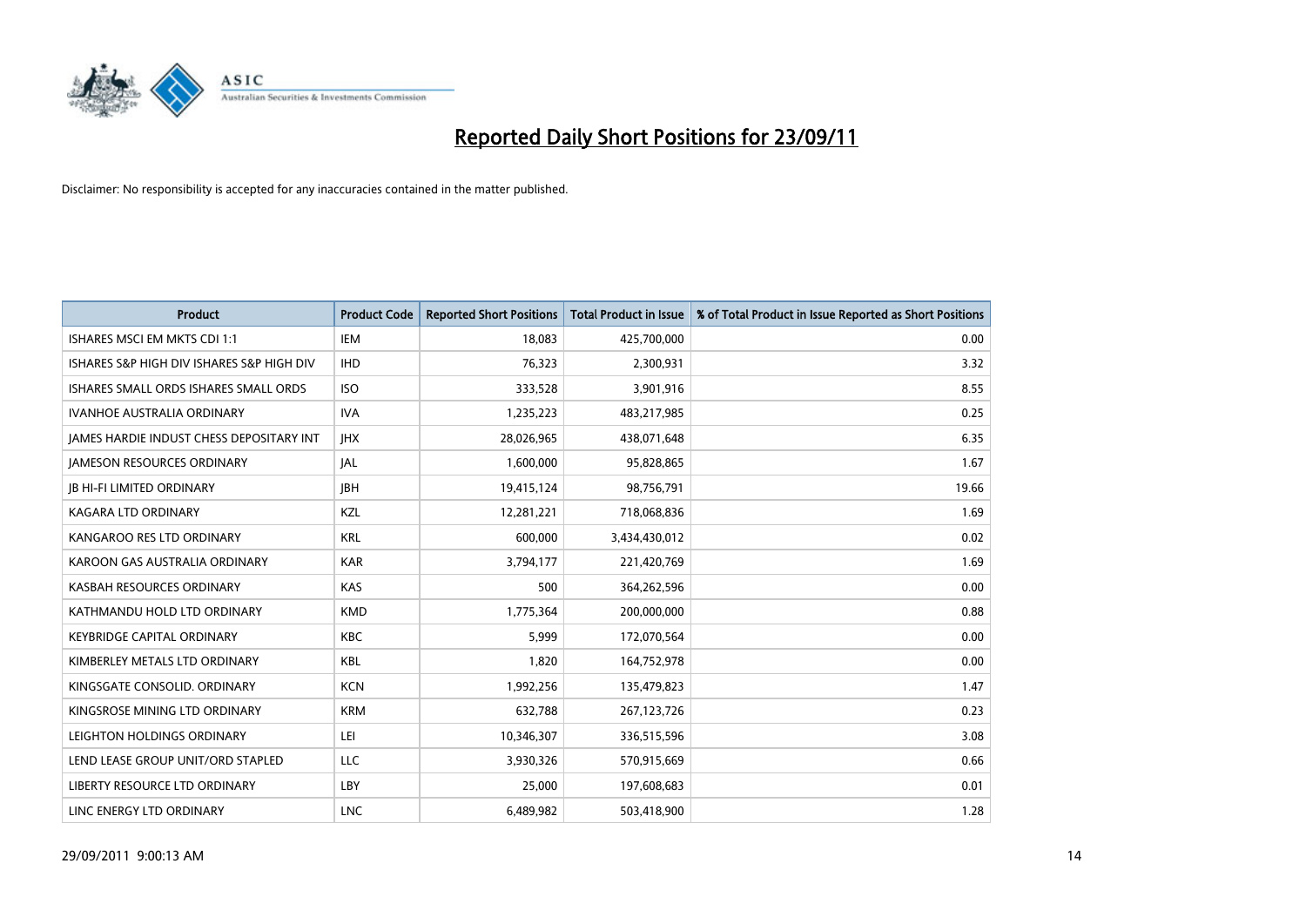# Reported Daily Short Positions for 23/09/11

Disclaimer: No responsibility is accepted for any inaccuracies contained in the matter published.

| Product | Product Code | Reported Short Positions | Total Product in Issue | % of Total Product in Issue Reported as Short Positions |
|---|---|---|---|---|
| ISHARES MSCI EM MKTS CDI 1:1 | IEM | 18,083 | 425,700,000 | 0.00 |
| ISHARES S&P HIGH DIV ISHARES S&P HIGH DIV | IHD | 76,323 | 2,300,931 | 3.32 |
| ISHARES SMALL ORDS ISHARES SMALL ORDS | ISO | 333,528 | 3,901,916 | 8.55 |
| IVANHOE AUSTRALIA ORDINARY | IVA | 1,235,223 | 483,217,985 | 0.25 |
| JAMES HARDIE INDUST CHESS DEPOSITARY INT | JHX | 28,026,965 | 438,071,648 | 6.35 |
| JAMESON RESOURCES ORDINARY | JAL | 1,600,000 | 95,828,865 | 1.67 |
| JB HI-FI LIMITED ORDINARY | JBH | 19,415,124 | 98,756,791 | 19.66 |
| KAGARA LTD ORDINARY | KZL | 12,281,221 | 718,068,836 | 1.69 |
| KANGAROO RES LTD ORDINARY | KRL | 600,000 | 3,434,430,012 | 0.02 |
| KAROON GAS AUSTRALIA ORDINARY | KAR | 3,794,177 | 221,420,769 | 1.69 |
| KASBAH RESOURCES ORDINARY | KAS | 500 | 364,262,596 | 0.00 |
| KATHMANDU HOLD LTD ORDINARY | KMD | 1,775,364 | 200,000,000 | 0.88 |
| KEYBRIDGE CAPITAL ORDINARY | KBC | 5,999 | 172,070,564 | 0.00 |
| KIMBERLEY METALS LTD ORDINARY | KBL | 1,820 | 164,752,978 | 0.00 |
| KINGSGATE CONSOLID. ORDINARY | KCN | 1,992,256 | 135,479,823 | 1.47 |
| KINGSROSE MINING LTD ORDINARY | KRM | 632,788 | 267,123,726 | 0.23 |
| LEIGHTON HOLDINGS ORDINARY | LEI | 10,346,307 | 336,515,596 | 3.08 |
| LEND LEASE GROUP UNIT/ORD STAPLED | LLC | 3,930,326 | 570,915,669 | 0.66 |
| LIBERTY RESOURCE LTD ORDINARY | LBY | 25,000 | 197,608,683 | 0.01 |
| LINC ENERGY LTD ORDINARY | LNC | 6,489,982 | 503,418,900 | 1.28 |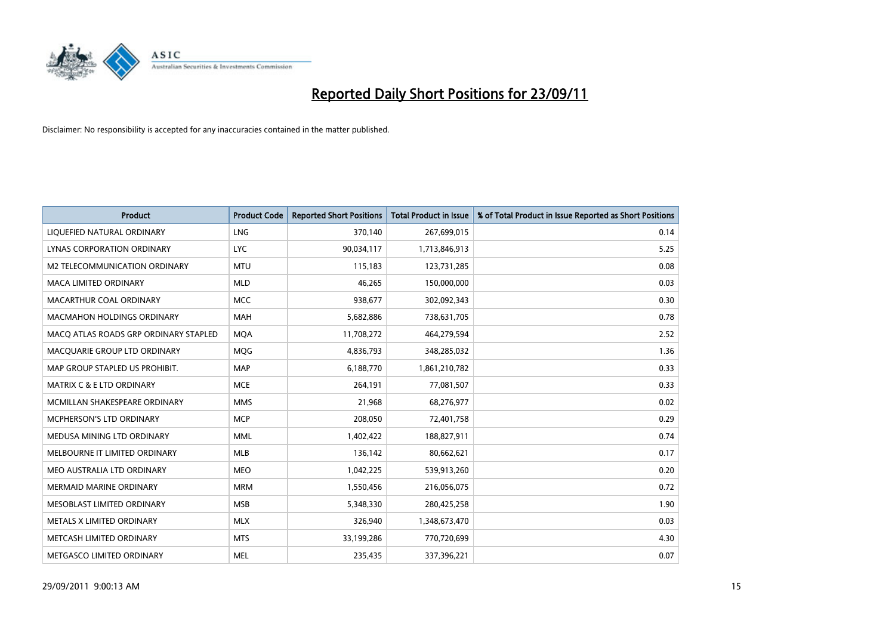# Reported Daily Short Positions for 23/09/11

Disclaimer: No responsibility is accepted for any inaccuracies contained in the matter published.

| Product | Product Code | Reported Short Positions | Total Product in Issue | % of Total Product in Issue Reported as Short Positions |
|---|---|---|---|---|
| LIQUEFIED NATURAL ORDINARY | LNG | 370,140 | 267,699,015 | 0.14 |
| LYNAS CORPORATION ORDINARY | LYC | 90,034,117 | 1,713,846,913 | 5.25 |
| M2 TELECOMMUNICATION ORDINARY | MTU | 115,183 | 123,731,285 | 0.08 |
| MACA LIMITED ORDINARY | MLD | 46,265 | 150,000,000 | 0.03 |
| MACARTHUR COAL ORDINARY | MCC | 938,677 | 302,092,343 | 0.30 |
| MACMAHON HOLDINGS ORDINARY | MAH | 5,682,886 | 738,631,705 | 0.78 |
| MACQ ATLAS ROADS GRP ORDINARY STAPLED | MQA | 11,708,272 | 464,279,594 | 2.52 |
| MACQUARIE GROUP LTD ORDINARY | MQG | 4,836,793 | 348,285,032 | 1.36 |
| MAP GROUP STAPLED US PROHIBIT. | MAP | 6,188,770 | 1,861,210,782 | 0.33 |
| MATRIX C & E LTD ORDINARY | MCE | 264,191 | 77,081,507 | 0.33 |
| MCMILLAN SHAKESPEARE ORDINARY | MMS | 21,968 | 68,276,977 | 0.02 |
| MCPHERSON'S LTD ORDINARY | MCP | 208,050 | 72,401,758 | 0.29 |
| MEDUSA MINING LTD ORDINARY | MML | 1,402,422 | 188,827,911 | 0.74 |
| MELBOURNE IT LIMITED ORDINARY | MLB | 136,142 | 80,662,621 | 0.17 |
| MEO AUSTRALIA LTD ORDINARY | MEO | 1,042,225 | 539,913,260 | 0.20 |
| MERMAID MARINE ORDINARY | MRM | 1,550,456 | 216,056,075 | 0.72 |
| MESOBLAST LIMITED ORDINARY | MSB | 5,348,330 | 280,425,258 | 1.90 |
| METALS X LIMITED ORDINARY | MLX | 326,940 | 1,348,673,470 | 0.03 |
| METCASH LIMITED ORDINARY | MTS | 33,199,286 | 770,720,699 | 4.30 |
| METGASCO LIMITED ORDINARY | MEL | 235,435 | 337,396,221 | 0.07 |

29/09/2011 9:00:13 AM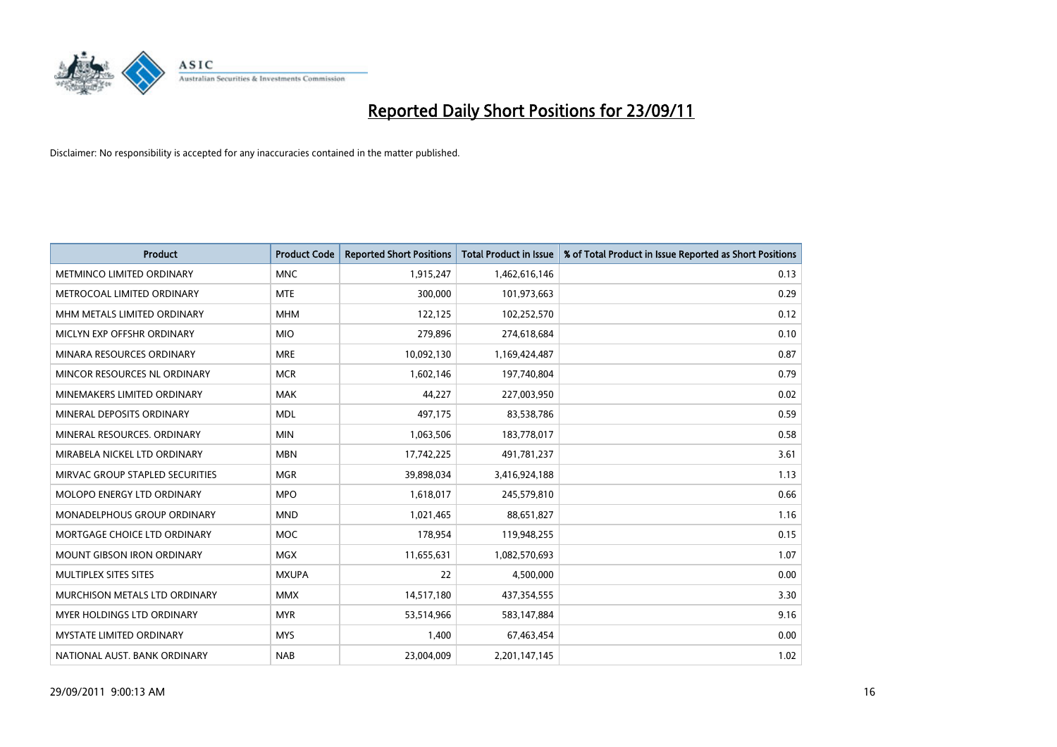# Reported Daily Short Positions for 23/09/11

Disclaimer: No responsibility is accepted for any inaccuracies contained in the matter published.

| Product | Product Code | Reported Short Positions | Total Product in Issue | % of Total Product in Issue Reported as Short Positions |
|---|---|---|---|---|
| METMINCO LIMITED ORDINARY | MNC | 1,915,247 | 1,462,616,146 | 0.13 |
| METROCOAL LIMITED ORDINARY | MTE | 300,000 | 101,973,663 | 0.29 |
| MHM METALS LIMITED ORDINARY | MHM | 122,125 | 102,252,570 | 0.12 |
| MICLYN EXP OFFSHR ORDINARY | MIO | 279,896 | 274,618,684 | 0.10 |
| MINARA RESOURCES ORDINARY | MRE | 10,092,130 | 1,169,424,487 | 0.87 |
| MINCOR RESOURCES NL ORDINARY | MCR | 1,602,146 | 197,740,804 | 0.79 |
| MINEMAKERS LIMITED ORDINARY | MAK | 44,227 | 227,003,950 | 0.02 |
| MINERAL DEPOSITS ORDINARY | MDL | 497,175 | 83,538,786 | 0.59 |
| MINERAL RESOURCES. ORDINARY | MIN | 1,063,506 | 183,778,017 | 0.58 |
| MIRABELA NICKEL LTD ORDINARY | MBN | 17,742,225 | 491,781,237 | 3.61 |
| MIRVAC GROUP STAPLED SECURITIES | MGR | 39,898,034 | 3,416,924,188 | 1.13 |
| MOLOPO ENERGY LTD ORDINARY | MPO | 1,618,017 | 245,579,810 | 0.66 |
| MONADELPHOUS GROUP ORDINARY | MND | 1,021,465 | 88,651,827 | 1.16 |
| MORTGAGE CHOICE LTD ORDINARY | MOC | 178,954 | 119,948,255 | 0.15 |
| MOUNT GIBSON IRON ORDINARY | MGX | 11,655,631 | 1,082,570,693 | 1.07 |
| MULTIPLEX SITES SITES | MXUPA | 22 | 4,500,000 | 0.00 |
| MURCHISON METALS LTD ORDINARY | MMX | 14,517,180 | 437,354,555 | 3.30 |
| MYER HOLDINGS LTD ORDINARY | MYR | 53,514,966 | 583,147,884 | 9.16 |
| MYSTATE LIMITED ORDINARY | MYS | 1,400 | 67,463,454 | 0.00 |
| NATIONAL AUST. BANK ORDINARY | NAB | 23,004,009 | 2,201,147,145 | 1.02 |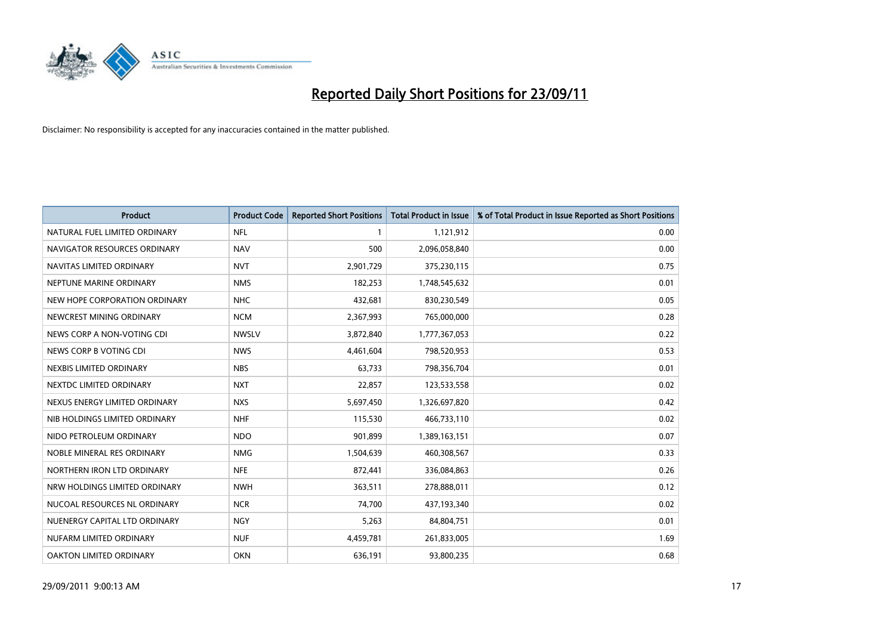# Reported Daily Short Positions for 23/09/11

Disclaimer: No responsibility is accepted for any inaccuracies contained in the matter published.

| Product | Product Code | Reported Short Positions | Total Product in Issue | % of Total Product in Issue Reported as Short Positions |
|---|---|---|---|---|
| NATURAL FUEL LIMITED ORDINARY | NFL | 1 | 1,121,912 | 0.00 |
| NAVIGATOR RESOURCES ORDINARY | NAV | 500 | 2,096,058,840 | 0.00 |
| NAVITAS LIMITED ORDINARY | NVT | 2,901,729 | 375,230,115 | 0.75 |
| NEPTUNE MARINE ORDINARY | NMS | 182,253 | 1,748,545,632 | 0.01 |
| NEW HOPE CORPORATION ORDINARY | NHC | 432,681 | 830,230,549 | 0.05 |
| NEWCREST MINING ORDINARY | NCM | 2,367,993 | 765,000,000 | 0.28 |
| NEWS CORP A NON-VOTING CDI | NWSLV | 3,872,840 | 1,777,367,053 | 0.22 |
| NEWS CORP B VOTING CDI | NWS | 4,461,604 | 798,520,953 | 0.53 |
| NEXBIS LIMITED ORDINARY | NBS | 63,733 | 798,356,704 | 0.01 |
| NEXTDC LIMITED ORDINARY | NXT | 22,857 | 123,533,558 | 0.02 |
| NEXUS ENERGY LIMITED ORDINARY | NXS | 5,697,450 | 1,326,697,820 | 0.42 |
| NIB HOLDINGS LIMITED ORDINARY | NHF | 115,530 | 466,733,110 | 0.02 |
| NIDO PETROLEUM ORDINARY | NDO | 901,899 | 1,389,163,151 | 0.07 |
| NOBLE MINERAL RES ORDINARY | NMG | 1,504,639 | 460,308,567 | 0.33 |
| NORTHERN IRON LTD ORDINARY | NFE | 872,441 | 336,084,863 | 0.26 |
| NRW HOLDINGS LIMITED ORDINARY | NWH | 363,511 | 278,888,011 | 0.12 |
| NUCOAL RESOURCES NL ORDINARY | NCR | 74,700 | 437,193,340 | 0.02 |
| NUENERGY CAPITAL LTD ORDINARY | NGY | 5,263 | 84,804,751 | 0.01 |
| NUFARM LIMITED ORDINARY | NUF | 4,459,781 | 261,833,005 | 1.69 |
| OAKTON LIMITED ORDINARY | OKN | 636,191 | 93,800,235 | 0.68 |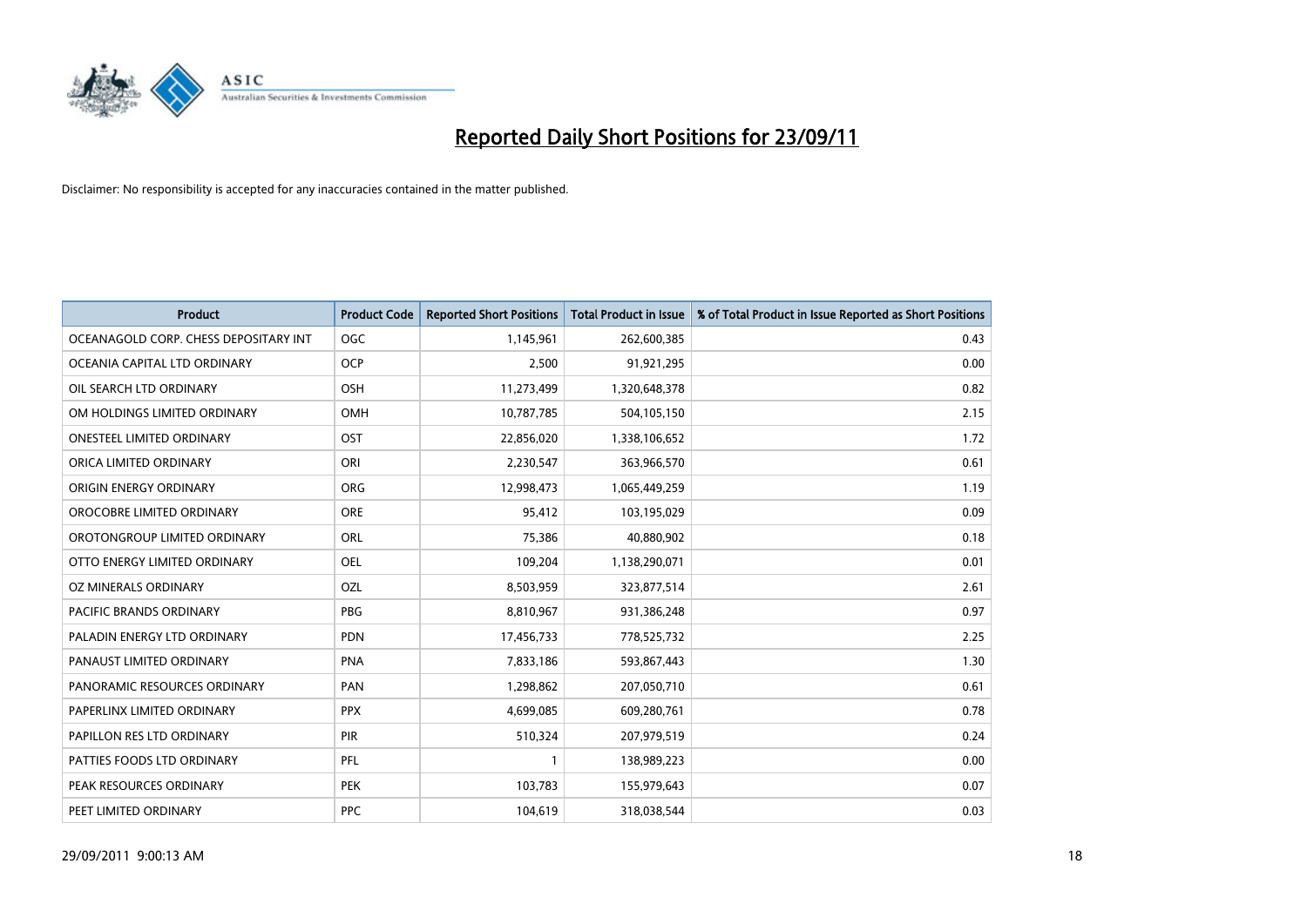# Reported Daily Short Positions for 23/09/11

Disclaimer: No responsibility is accepted for any inaccuracies contained in the matter published.

| Product | Product Code | Reported Short Positions | Total Product in Issue | % of Total Product in Issue Reported as Short Positions |
|---|---|---|---|---|
| OCEANAGOLD CORP. CHESS DEPOSITARY INT | OGC | 1,145,961 | 262,600,385 | 0.43 |
| OCEANIA CAPITAL LTD ORDINARY | OCP | 2,500 | 91,921,295 | 0.00 |
| OIL SEARCH LTD ORDINARY | OSH | 11,273,499 | 1,320,648,378 | 0.82 |
| OM HOLDINGS LIMITED ORDINARY | OMH | 10,787,785 | 504,105,150 | 2.15 |
| ONESTEEL LIMITED ORDINARY | OST | 22,856,020 | 1,338,106,652 | 1.72 |
| ORICA LIMITED ORDINARY | ORI | 2,230,547 | 363,966,570 | 0.61 |
| ORIGIN ENERGY ORDINARY | ORG | 12,998,473 | 1,065,449,259 | 1.19 |
| OROCOBRE LIMITED ORDINARY | ORE | 95,412 | 103,195,029 | 0.09 |
| OROTONGROUP LIMITED ORDINARY | ORL | 75,386 | 40,880,902 | 0.18 |
| OTTO ENERGY LIMITED ORDINARY | OEL | 109,204 | 1,138,290,071 | 0.01 |
| OZ MINERALS ORDINARY | OZL | 8,503,959 | 323,877,514 | 2.61 |
| PACIFIC BRANDS ORDINARY | PBG | 8,810,967 | 931,386,248 | 0.97 |
| PALADIN ENERGY LTD ORDINARY | PDN | 17,456,733 | 778,525,732 | 2.25 |
| PANAUST LIMITED ORDINARY | PNA | 7,833,186 | 593,867,443 | 1.30 |
| PANORAMIC RESOURCES ORDINARY | PAN | 1,298,862 | 207,050,710 | 0.61 |
| PAPERLINX LIMITED ORDINARY | PPX | 4,699,085 | 609,280,761 | 0.78 |
| PAPILLON RES LTD ORDINARY | PIR | 510,324 | 207,979,519 | 0.24 |
| PATTIES FOODS LTD ORDINARY | PFL | 1 | 138,989,223 | 0.00 |
| PEAK RESOURCES ORDINARY | PEK | 103,783 | 155,979,643 | 0.07 |
| PEET LIMITED ORDINARY | PPC | 104,619 | 318,038,544 | 0.03 |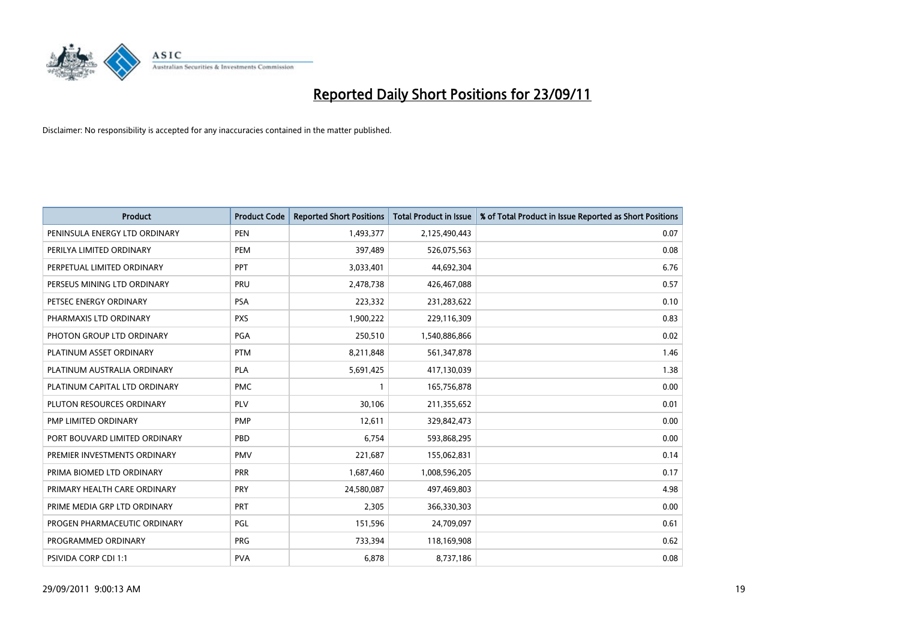# Reported Daily Short Positions for 23/09/11

Disclaimer: No responsibility is accepted for any inaccuracies contained in the matter published.

| Product | Product Code | Reported Short Positions | Total Product in Issue | % of Total Product in Issue Reported as Short Positions |
|---|---|---|---|---|
| PENINSULA ENERGY LTD ORDINARY | PEN | 1,493,377 | 2,125,490,443 | 0.07 |
| PERILYA LIMITED ORDINARY | PEM | 397,489 | 526,075,563 | 0.08 |
| PERPETUAL LIMITED ORDINARY | PPT | 3,033,401 | 44,692,304 | 6.76 |
| PERSEUS MINING LTD ORDINARY | PRU | 2,478,738 | 426,467,088 | 0.57 |
| PETSEC ENERGY ORDINARY | PSA | 223,332 | 231,283,622 | 0.10 |
| PHARMAXIS LTD ORDINARY | PXS | 1,900,222 | 229,116,309 | 0.83 |
| PHOTON GROUP LTD ORDINARY | PGA | 250,510 | 1,540,886,866 | 0.02 |
| PLATINUM ASSET ORDINARY | PTM | 8,211,848 | 561,347,878 | 1.46 |
| PLATINUM AUSTRALIA ORDINARY | PLA | 5,691,425 | 417,130,039 | 1.38 |
| PLATINUM CAPITAL LTD ORDINARY | PMC | 1 | 165,756,878 | 0.00 |
| PLUTON RESOURCES ORDINARY | PLV | 30,106 | 211,355,652 | 0.01 |
| PMP LIMITED ORDINARY | PMP | 12,611 | 329,842,473 | 0.00 |
| PORT BOUVARD LIMITED ORDINARY | PBD | 6,754 | 593,868,295 | 0.00 |
| PREMIER INVESTMENTS ORDINARY | PMV | 221,687 | 155,062,831 | 0.14 |
| PRIMA BIOMED LTD ORDINARY | PRR | 1,687,460 | 1,008,596,205 | 0.17 |
| PRIMARY HEALTH CARE ORDINARY | PRY | 24,580,087 | 497,469,803 | 4.98 |
| PRIME MEDIA GRP LTD ORDINARY | PRT | 2,305 | 366,330,303 | 0.00 |
| PROGEN PHARMACEUTIC ORDINARY | PGL | 151,596 | 24,709,097 | 0.61 |
| PROGRAMMED ORDINARY | PRG | 733,394 | 118,169,908 | 0.62 |
| PSIVIDA CORP CDI 1:1 | PVA | 6,878 | 8,737,186 | 0.08 |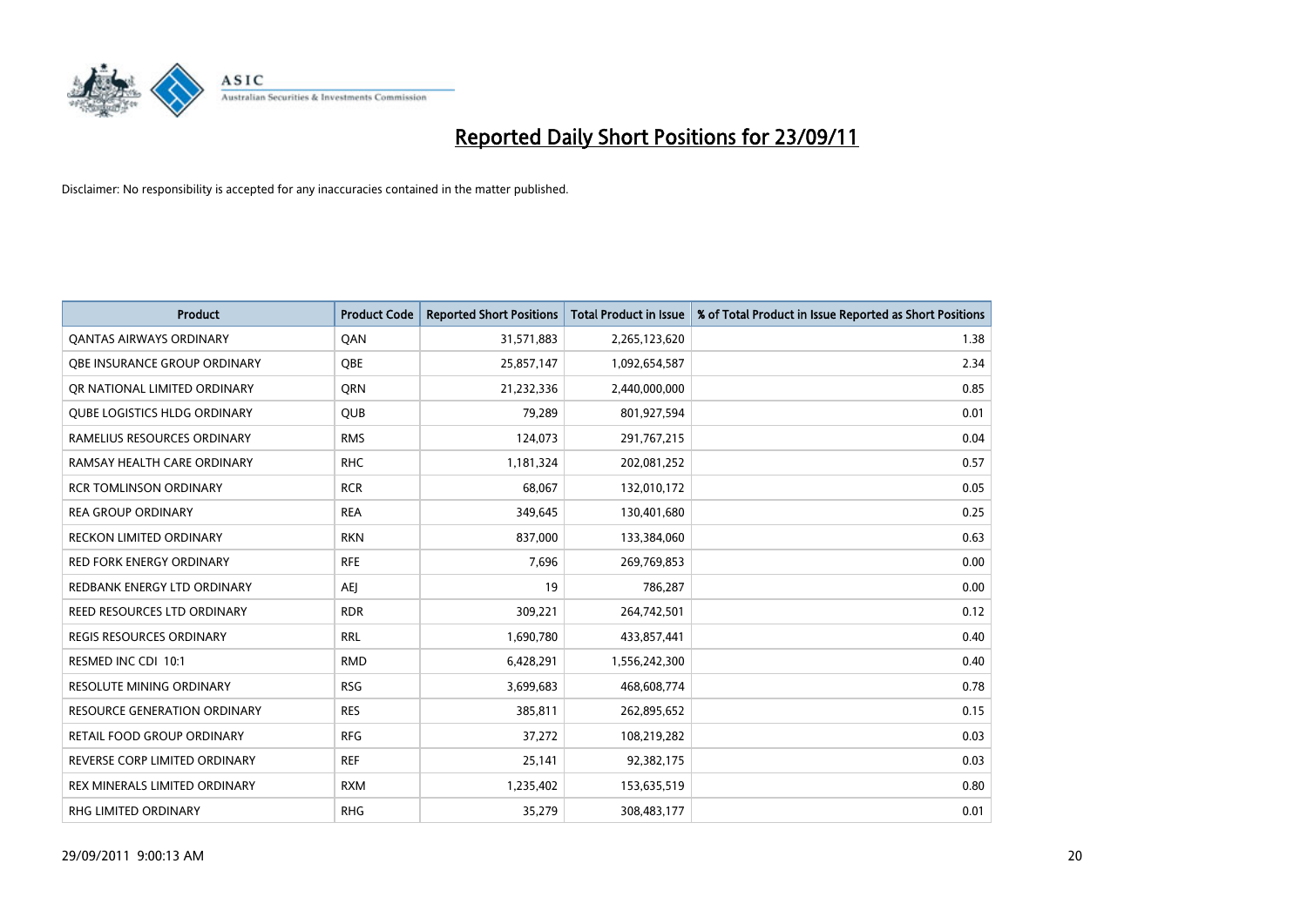# Reported Daily Short Positions for 23/09/11

Disclaimer: No responsibility is accepted for any inaccuracies contained in the matter published.

| Product | Product Code | Reported Short Positions | Total Product in Issue | % of Total Product in Issue Reported as Short Positions |
|---|---|---|---|---|
| QANTAS AIRWAYS ORDINARY | QAN | 31,571,883 | 2,265,123,620 | 1.38 |
| QBE INSURANCE GROUP ORDINARY | QBE | 25,857,147 | 1,092,654,587 | 2.34 |
| QR NATIONAL LIMITED ORDINARY | QRN | 21,232,336 | 2,440,000,000 | 0.85 |
| QUBE LOGISTICS HLDG ORDINARY | QUB | 79,289 | 801,927,594 | 0.01 |
| RAMELIUS RESOURCES ORDINARY | RMS | 124,073 | 291,767,215 | 0.04 |
| RAMSAY HEALTH CARE ORDINARY | RHC | 1,181,324 | 202,081,252 | 0.57 |
| RCR TOMLINSON ORDINARY | RCR | 68,067 | 132,010,172 | 0.05 |
| REA GROUP ORDINARY | REA | 349,645 | 130,401,680 | 0.25 |
| RECKON LIMITED ORDINARY | RKN | 837,000 | 133,384,060 | 0.63 |
| RED FORK ENERGY ORDINARY | RFE | 7,696 | 269,769,853 | 0.00 |
| REDBANK ENERGY LTD ORDINARY | AEJ | 19 | 786,287 | 0.00 |
| REED RESOURCES LTD ORDINARY | RDR | 309,221 | 264,742,501 | 0.12 |
| REGIS RESOURCES ORDINARY | RRL | 1,690,780 | 433,857,441 | 0.40 |
| RESMED INC CDI 10:1 | RMD | 6,428,291 | 1,556,242,300 | 0.40 |
| RESOLUTE MINING ORDINARY | RSG | 3,699,683 | 468,608,774 | 0.78 |
| RESOURCE GENERATION ORDINARY | RES | 385,811 | 262,895,652 | 0.15 |
| RETAIL FOOD GROUP ORDINARY | RFG | 37,272 | 108,219,282 | 0.03 |
| REVERSE CORP LIMITED ORDINARY | REF | 25,141 | 92,382,175 | 0.03 |
| REX MINERALS LIMITED ORDINARY | RXM | 1,235,402 | 153,635,519 | 0.80 |
| RHG LIMITED ORDINARY | RHG | 35,279 | 308,483,177 | 0.01 |

29/09/2011 9:00:13 AM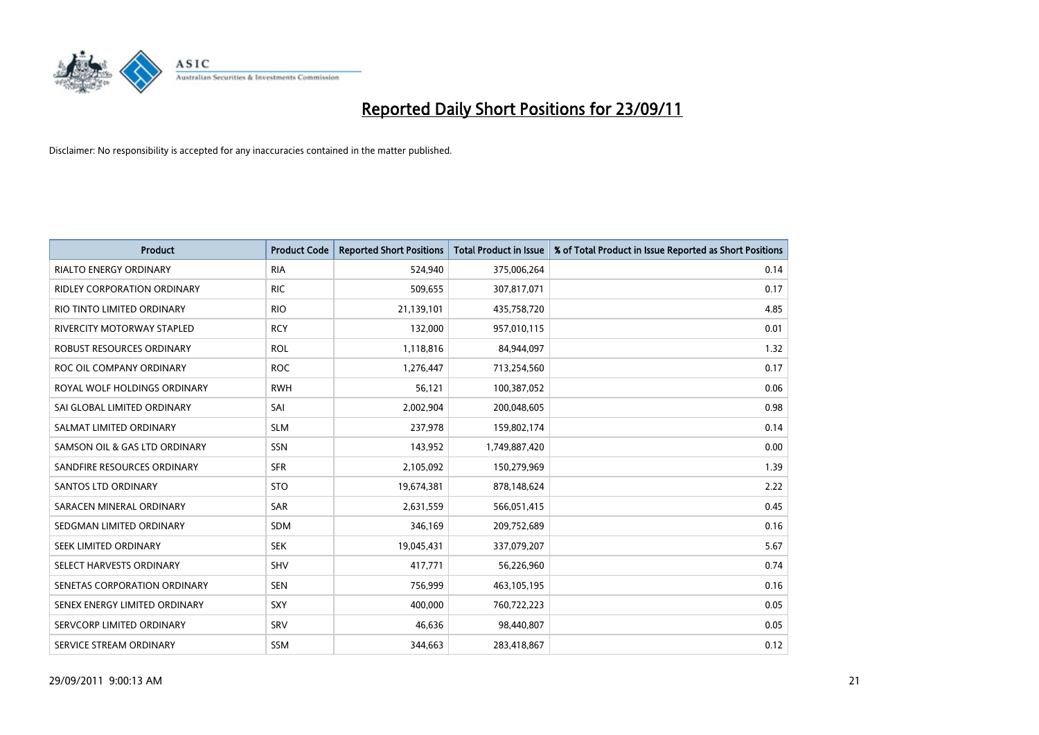# Reported Daily Short Positions for 23/09/11

Disclaimer: No responsibility is accepted for any inaccuracies contained in the matter published.

| Product | Product Code | Reported Short Positions | Total Product in Issue | % of Total Product in Issue Reported as Short Positions |
|---|---|---|---|---|
| RIALTO ENERGY ORDINARY | RIA | 524,940 | 375,006,264 | 0.14 |
| RIDLEY CORPORATION ORDINARY | RIC | 509,655 | 307,817,071 | 0.17 |
| RIO TINTO LIMITED ORDINARY | RIO | 21,139,101 | 435,758,720 | 4.85 |
| RIVERCITY MOTORWAY STAPLED | RCY | 132,000 | 957,010,115 | 0.01 |
| ROBUST RESOURCES ORDINARY | ROL | 1,118,816 | 84,944,097 | 1.32 |
| ROC OIL COMPANY ORDINARY | ROC | 1,276,447 | 713,254,560 | 0.17 |
| ROYAL WOLF HOLDINGS ORDINARY | RWH | 56,121 | 100,387,052 | 0.06 |
| SAI GLOBAL LIMITED ORDINARY | SAI | 2,002,904 | 200,048,605 | 0.98 |
| SALMAT LIMITED ORDINARY | SLM | 237,978 | 159,802,174 | 0.14 |
| SAMSON OIL & GAS LTD ORDINARY | SSN | 143,952 | 1,749,887,420 | 0.00 |
| SANDFIRE RESOURCES ORDINARY | SFR | 2,105,092 | 150,279,969 | 1.39 |
| SANTOS LTD ORDINARY | STO | 19,674,381 | 878,148,624 | 2.22 |
| SARACEN MINERAL ORDINARY | SAR | 2,631,559 | 566,051,415 | 0.45 |
| SEDGMAN LIMITED ORDINARY | SDM | 346,169 | 209,752,689 | 0.16 |
| SEEK LIMITED ORDINARY | SEK | 19,045,431 | 337,079,207 | 5.67 |
| SELECT HARVESTS ORDINARY | SHV | 417,771 | 56,226,960 | 0.74 |
| SENETAS CORPORATION ORDINARY | SEN | 756,999 | 463,105,195 | 0.16 |
| SENEX ENERGY LIMITED ORDINARY | SXY | 400,000 | 760,722,223 | 0.05 |
| SERVCORP LIMITED ORDINARY | SRV | 46,636 | 98,440,807 | 0.05 |
| SERVICE STREAM ORDINARY | SSM | 344,663 | 283,418,867 | 0.12 |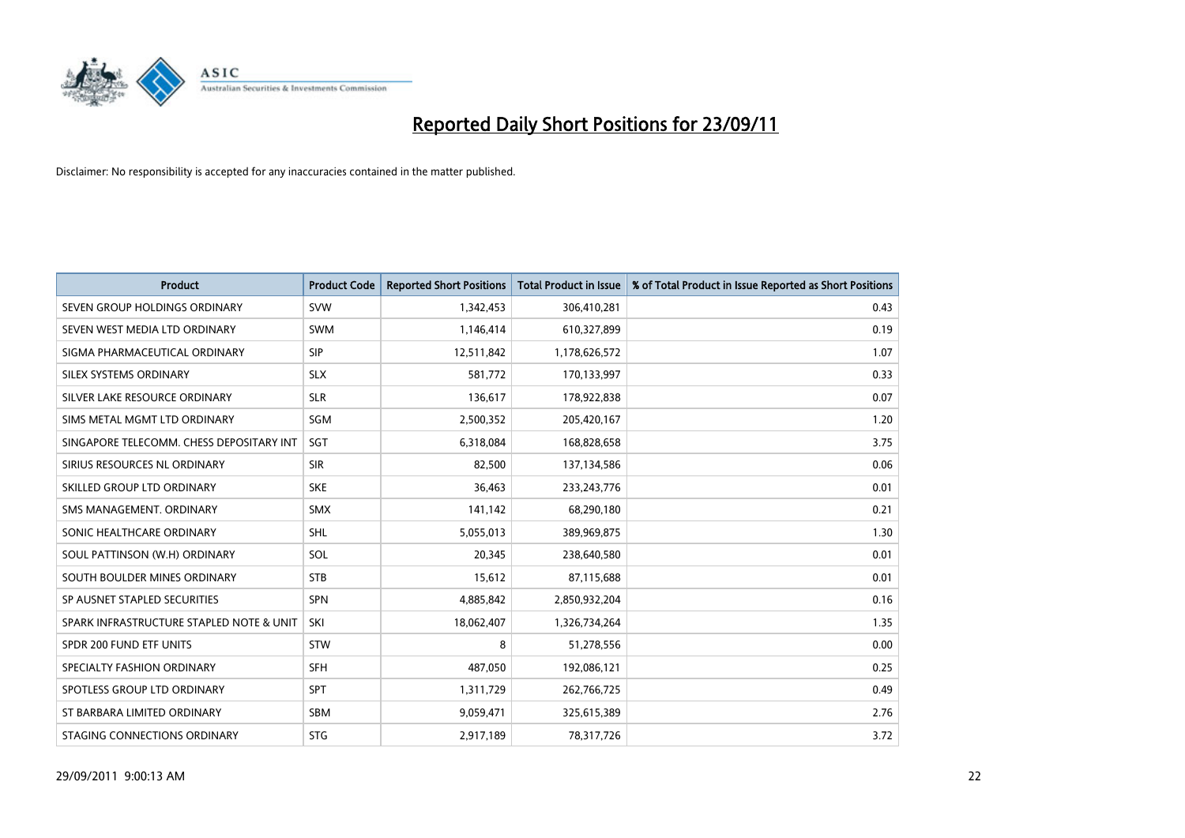# Reported Daily Short Positions for 23/09/11

Disclaimer: No responsibility is accepted for any inaccuracies contained in the matter published.

| Product | Product Code | Reported Short Positions | Total Product in Issue | % of Total Product in Issue Reported as Short Positions |
|---|---|---|---|---|
| SEVEN GROUP HOLDINGS ORDINARY | SVW | 1,342,453 | 306,410,281 | 0.43 |
| SEVEN WEST MEDIA LTD ORDINARY | SWM | 1,146,414 | 610,327,899 | 0.19 |
| SIGMA PHARMACEUTICAL ORDINARY | SIP | 12,511,842 | 1,178,626,572 | 1.07 |
| SILEX SYSTEMS ORDINARY | SLX | 581,772 | 170,133,997 | 0.33 |
| SILVER LAKE RESOURCE ORDINARY | SLR | 136,617 | 178,922,838 | 0.07 |
| SIMS METAL MGMT LTD ORDINARY | SGM | 2,500,352 | 205,420,167 | 1.20 |
| SINGAPORE TELECOMM. CHESS DEPOSITARY INT | SGT | 6,318,084 | 168,828,658 | 3.75 |
| SIRIUS RESOURCES NL ORDINARY | SIR | 82,500 | 137,134,586 | 0.06 |
| SKILLED GROUP LTD ORDINARY | SKE | 36,463 | 233,243,776 | 0.01 |
| SMS MANAGEMENT. ORDINARY | SMX | 141,142 | 68,290,180 | 0.21 |
| SONIC HEALTHCARE ORDINARY | SHL | 5,055,013 | 389,969,875 | 1.30 |
| SOUL PATTINSON (W.H) ORDINARY | SOL | 20,345 | 238,640,580 | 0.01 |
| SOUTH BOULDER MINES ORDINARY | STB | 15,612 | 87,115,688 | 0.01 |
| SP AUSNET STAPLED SECURITIES | SPN | 4,885,842 | 2,850,932,204 | 0.16 |
| SPARK INFRASTRUCTURE STAPLED NOTE & UNIT | SKI | 18,062,407 | 1,326,734,264 | 1.35 |
| SPDR 200 FUND ETF UNITS | STW | 8 | 51,278,556 | 0.00 |
| SPECIALTY FASHION ORDINARY | SFH | 487,050 | 192,086,121 | 0.25 |
| SPOTLESS GROUP LTD ORDINARY | SPT | 1,311,729 | 262,766,725 | 0.49 |
| ST BARBARA LIMITED ORDINARY | SBM | 9,059,471 | 325,615,389 | 2.76 |
| STAGING CONNECTIONS ORDINARY | STG | 2,917,189 | 78,317,726 | 3.72 |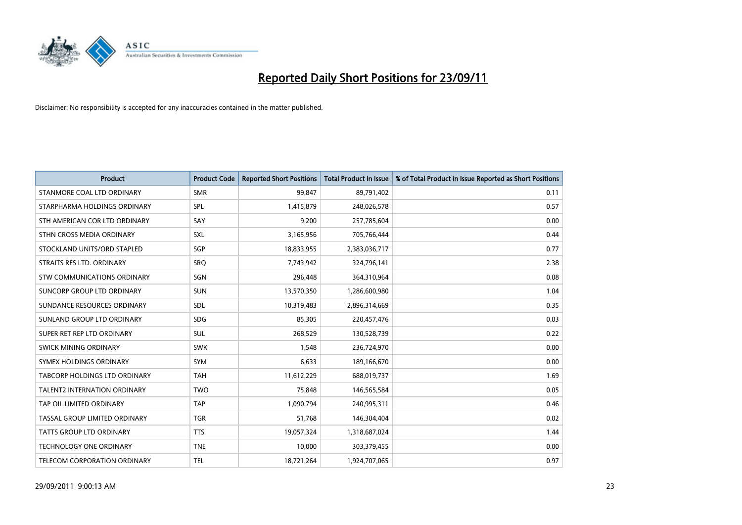# Reported Daily Short Positions for 23/09/11

Disclaimer: No responsibility is accepted for any inaccuracies contained in the matter published.

| Product | Product Code | Reported Short Positions | Total Product in Issue | % of Total Product in Issue Reported as Short Positions |
|---|---|---|---|---|
| STANMORE COAL LTD ORDINARY | SMR | 99,847 | 89,791,402 | 0.11 |
| STARPHARMA HOLDINGS ORDINARY | SPL | 1,415,879 | 248,026,578 | 0.57 |
| STH AMERICAN COR LTD ORDINARY | SAY | 9,200 | 257,785,604 | 0.00 |
| STHN CROSS MEDIA ORDINARY | SXL | 3,165,956 | 705,766,444 | 0.44 |
| STOCKLAND UNITS/ORD STAPLED | SGP | 18,833,955 | 2,383,036,717 | 0.77 |
| STRAITS RES LTD. ORDINARY | SRQ | 7,743,942 | 324,796,141 | 2.38 |
| STW COMMUNICATIONS ORDINARY | SGN | 296,448 | 364,310,964 | 0.08 |
| SUNCORP GROUP LTD ORDINARY | SUN | 13,570,350 | 1,286,600,980 | 1.04 |
| SUNDANCE RESOURCES ORDINARY | SDL | 10,319,483 | 2,896,314,669 | 0.35 |
| SUNLAND GROUP LTD ORDINARY | SDG | 85,305 | 220,457,476 | 0.03 |
| SUPER RET REP LTD ORDINARY | SUL | 268,529 | 130,528,739 | 0.22 |
| SWICK MINING ORDINARY | SWK | 1,548 | 236,724,970 | 0.00 |
| SYMEX HOLDINGS ORDINARY | SYM | 6,633 | 189,166,670 | 0.00 |
| TABCORP HOLDINGS LTD ORDINARY | TAH | 11,612,229 | 688,019,737 | 1.69 |
| TALENT2 INTERNATION ORDINARY | TWO | 75,848 | 146,565,584 | 0.05 |
| TAP OIL LIMITED ORDINARY | TAP | 1,090,794 | 240,995,311 | 0.46 |
| TASSAL GROUP LIMITED ORDINARY | TGR | 51,768 | 146,304,404 | 0.02 |
| TATTS GROUP LTD ORDINARY | TTS | 19,057,324 | 1,318,687,024 | 1.44 |
| TECHNOLOGY ONE ORDINARY | TNE | 10,000 | 303,379,455 | 0.00 |
| TELECOM CORPORATION ORDINARY | TEL | 18,721,264 | 1,924,707,065 | 0.97 |

29/09/2011 9:00:13 AM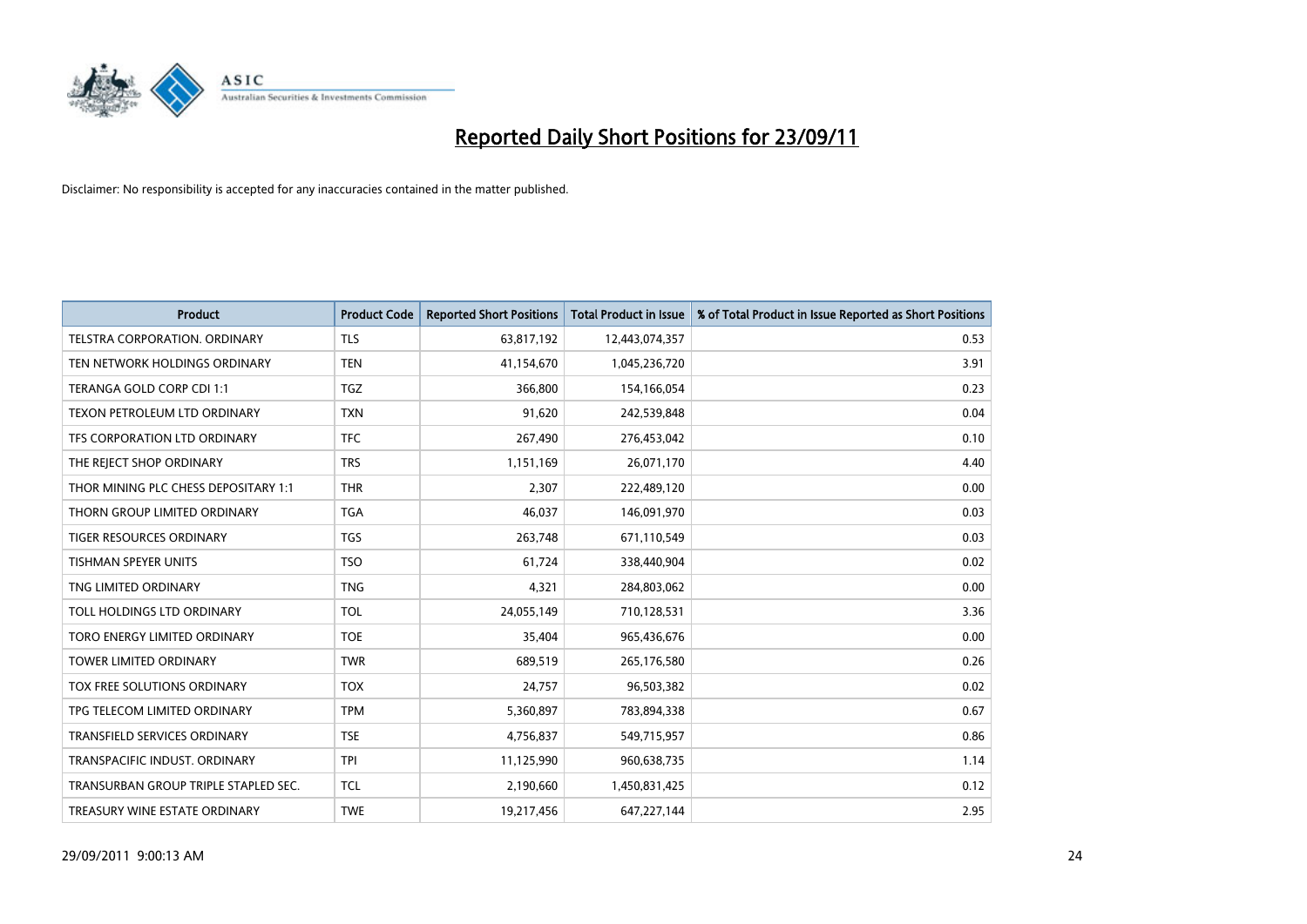# Reported Daily Short Positions for 23/09/11

Disclaimer: No responsibility is accepted for any inaccuracies contained in the matter published.

| Product | Product Code | Reported Short Positions | Total Product in Issue | % of Total Product in Issue Reported as Short Positions |
|---|---|---|---|---|
| TELSTRA CORPORATION. ORDINARY | TLS | 63,817,192 | 12,443,074,357 | 0.53 |
| TEN NETWORK HOLDINGS ORDINARY | TEN | 41,154,670 | 1,045,236,720 | 3.91 |
| TERANGA GOLD CORP CDI 1:1 | TGZ | 366,800 | 154,166,054 | 0.23 |
| TEXON PETROLEUM LTD ORDINARY | TXN | 91,620 | 242,539,848 | 0.04 |
| TFS CORPORATION LTD ORDINARY | TFC | 267,490 | 276,453,042 | 0.10 |
| THE REJECT SHOP ORDINARY | TRS | 1,151,169 | 26,071,170 | 4.40 |
| THOR MINING PLC CHESS DEPOSITARY 1:1 | THR | 2,307 | 222,489,120 | 0.00 |
| THORN GROUP LIMITED ORDINARY | TGA | 46,037 | 146,091,970 | 0.03 |
| TIGER RESOURCES ORDINARY | TGS | 263,748 | 671,110,549 | 0.03 |
| TISHMAN SPEYER UNITS | TSO | 61,724 | 338,440,904 | 0.02 |
| TNG LIMITED ORDINARY | TNG | 4,321 | 284,803,062 | 0.00 |
| TOLL HOLDINGS LTD ORDINARY | TOL | 24,055,149 | 710,128,531 | 3.36 |
| TORO ENERGY LIMITED ORDINARY | TOE | 35,404 | 965,436,676 | 0.00 |
| TOWER LIMITED ORDINARY | TWR | 689,519 | 265,176,580 | 0.26 |
| TOX FREE SOLUTIONS ORDINARY | TOX | 24,757 | 96,503,382 | 0.02 |
| TPG TELECOM LIMITED ORDINARY | TPM | 5,360,897 | 783,894,338 | 0.67 |
| TRANSFIELD SERVICES ORDINARY | TSE | 4,756,837 | 549,715,957 | 0.86 |
| TRANSPACIFIC INDUST. ORDINARY | TPI | 11,125,990 | 960,638,735 | 1.14 |
| TRANSURBAN GROUP TRIPLE STAPLED SEC. | TCL | 2,190,660 | 1,450,831,425 | 0.12 |
| TREASURY WINE ESTATE ORDINARY | TWE | 19,217,456 | 647,227,144 | 2.95 |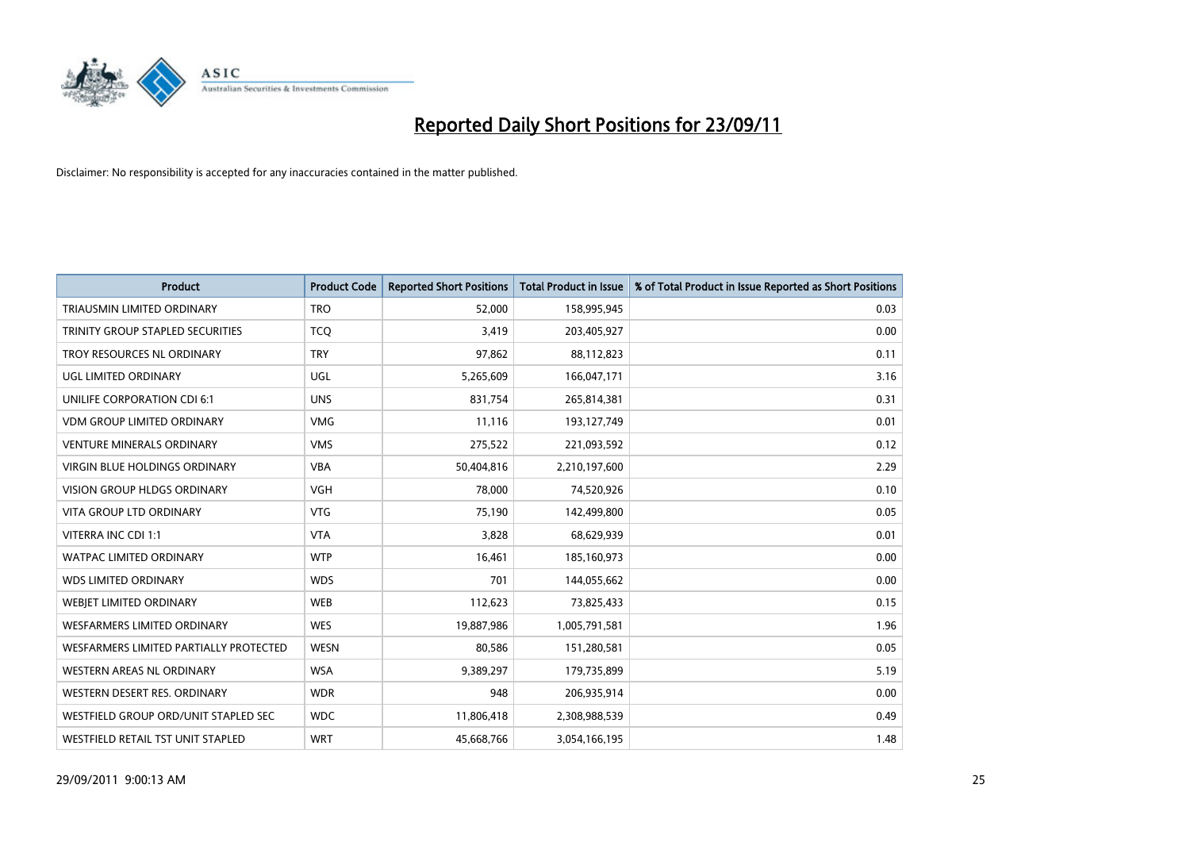# Reported Daily Short Positions for 23/09/11

Disclaimer: No responsibility is accepted for any inaccuracies contained in the matter published.

| Product | Product Code | Reported Short Positions | Total Product in Issue | % of Total Product in Issue Reported as Short Positions |
|---|---|---|---|---|
| TRIAUSMIN LIMITED ORDINARY | TRO | 52,000 | 158,995,945 | 0.03 |
| TRINITY GROUP STAPLED SECURITIES | TCQ | 3,419 | 203,405,927 | 0.00 |
| TROY RESOURCES NL ORDINARY | TRY | 97,862 | 88,112,823 | 0.11 |
| UGL LIMITED ORDINARY | UGL | 5,265,609 | 166,047,171 | 3.16 |
| UNILIFE CORPORATION CDI 6:1 | UNS | 831,754 | 265,814,381 | 0.31 |
| VDM GROUP LIMITED ORDINARY | VMG | 11,116 | 193,127,749 | 0.01 |
| VENTURE MINERALS ORDINARY | VMS | 275,522 | 221,093,592 | 0.12 |
| VIRGIN BLUE HOLDINGS ORDINARY | VBA | 50,404,816 | 2,210,197,600 | 2.29 |
| VISION GROUP HLDGS ORDINARY | VGH | 78,000 | 74,520,926 | 0.10 |
| VITA GROUP LTD ORDINARY | VTG | 75,190 | 142,499,800 | 0.05 |
| VITERRA INC CDI 1:1 | VTA | 3,828 | 68,629,939 | 0.01 |
| WATPAC LIMITED ORDINARY | WTP | 16,461 | 185,160,973 | 0.00 |
| WDS LIMITED ORDINARY | WDS | 701 | 144,055,662 | 0.00 |
| WEBJET LIMITED ORDINARY | WEB | 112,623 | 73,825,433 | 0.15 |
| WESFARMERS LIMITED ORDINARY | WES | 19,887,986 | 1,005,791,581 | 1.96 |
| WESFARMERS LIMITED PARTIALLY PROTECTED | WESN | 80,586 | 151,280,581 | 0.05 |
| WESTERN AREAS NL ORDINARY | WSA | 9,389,297 | 179,735,899 | 5.19 |
| WESTERN DESERT RES. ORDINARY | WDR | 948 | 206,935,914 | 0.00 |
| WESTFIELD GROUP ORD/UNIT STAPLED SEC | WDC | 11,806,418 | 2,308,988,539 | 0.49 |
| WESTFIELD RETAIL TST UNIT STAPLED | WRT | 45,668,766 | 3,054,166,195 | 1.48 |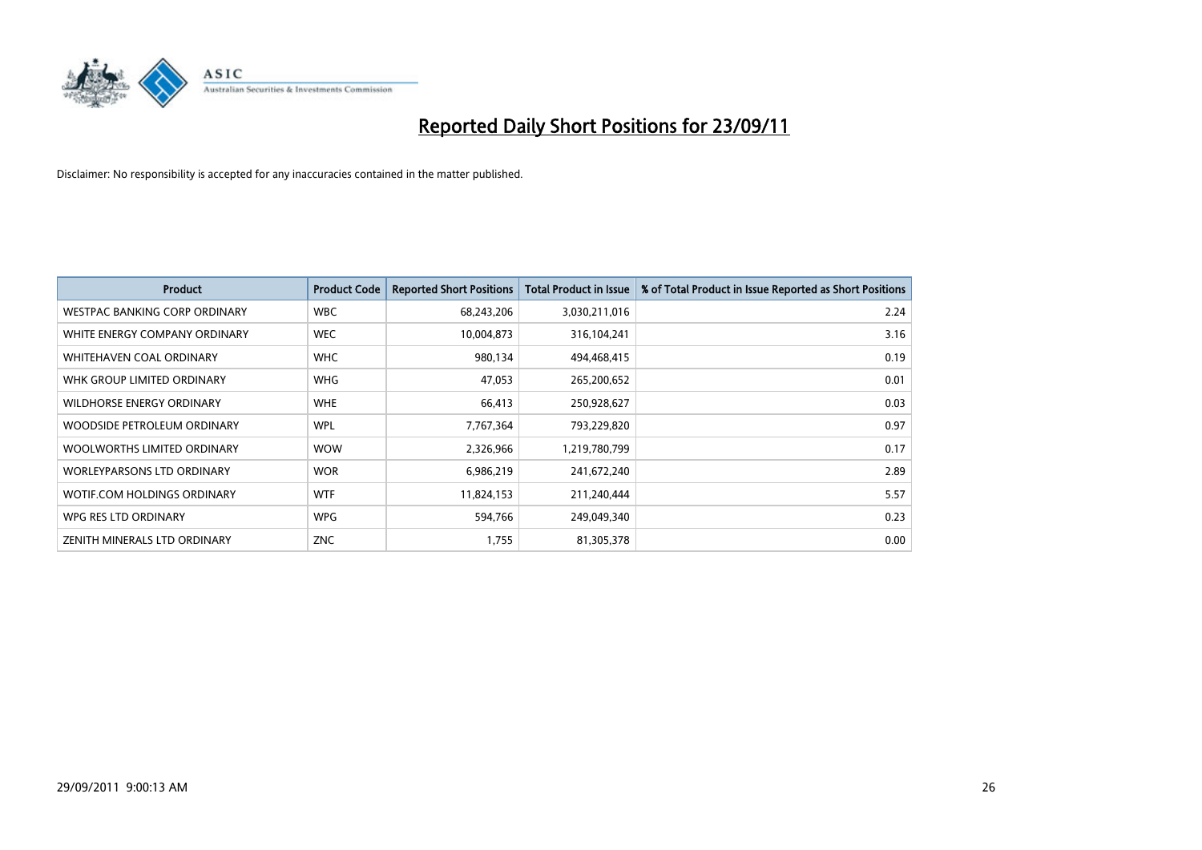# Reported Daily Short Positions for 23/09/11

Disclaimer: No responsibility is accepted for any inaccuracies contained in the matter published.

| Product | Product Code | Reported Short Positions | Total Product in Issue | % of Total Product in Issue Reported as Short Positions |
|---|---|---|---|---|
| WESTPAC BANKING CORP ORDINARY | WBC | 68,243,206 | 3,030,211,016 | 2.24 |
| WHITE ENERGY COMPANY ORDINARY | WEC | 10,004,873 | 316,104,241 | 3.16 |
| WHITEHAVEN COAL ORDINARY | WHC | 980,134 | 494,468,415 | 0.19 |
| WHK GROUP LIMITED ORDINARY | WHG | 47,053 | 265,200,652 | 0.01 |
| WILDHORSE ENERGY ORDINARY | WHE | 66,413 | 250,928,627 | 0.03 |
| WOODSIDE PETROLEUM ORDINARY | WPL | 7,767,364 | 793,229,820 | 0.97 |
| WOOLWORTHS LIMITED ORDINARY | WOW | 2,326,966 | 1,219,780,799 | 0.17 |
| WORLEYPARSONS LTD ORDINARY | WOR | 6,986,219 | 241,672,240 | 2.89 |
| WOTIF.COM HOLDINGS ORDINARY | WTF | 11,824,153 | 211,240,444 | 5.57 |
| WPG RES LTD ORDINARY | WPG | 594,766 | 249,049,340 | 0.23 |
| ZENITH MINERALS LTD ORDINARY | ZNC | 1,755 | 81,305,378 | 0.00 |